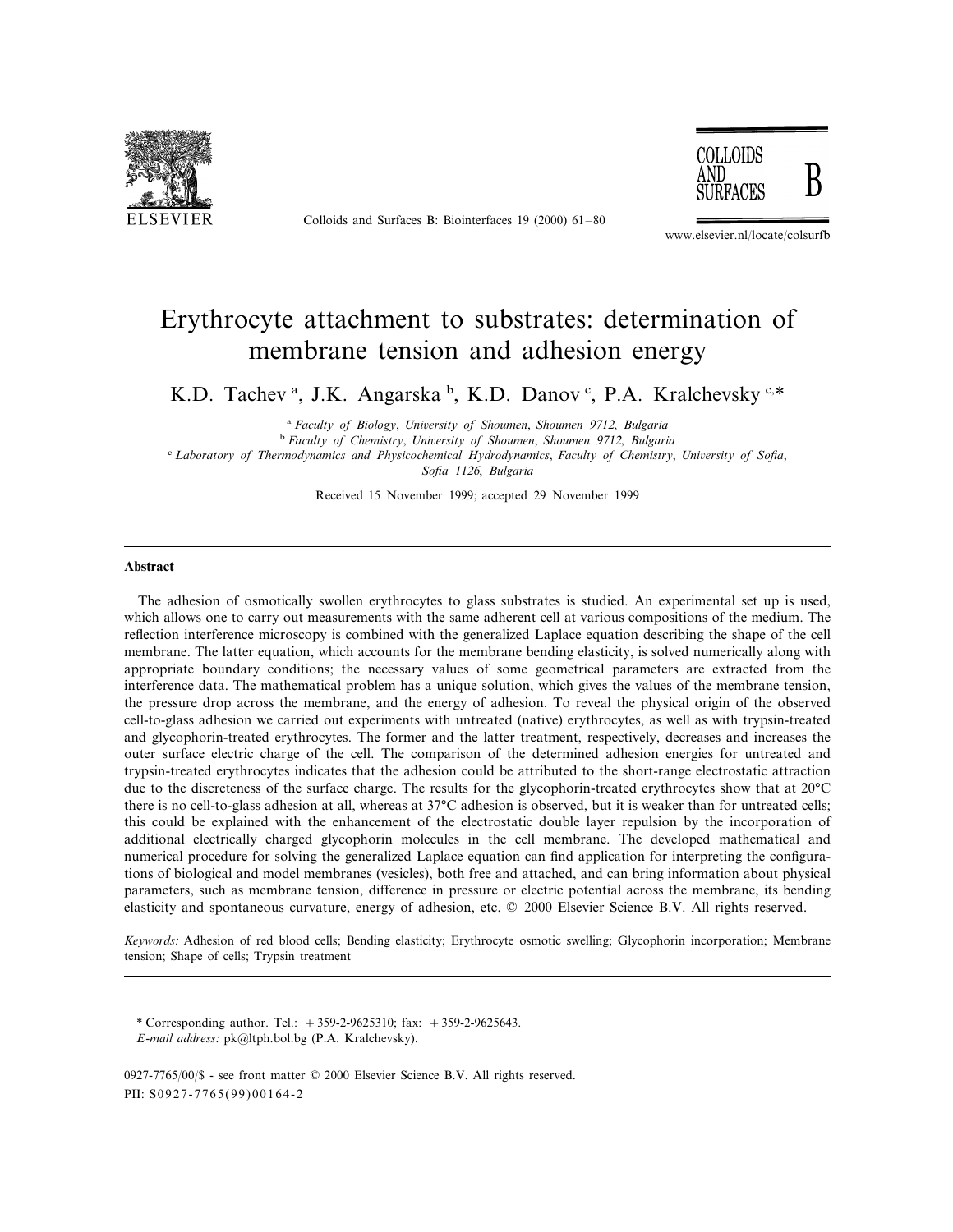# Erythrocyte attachment to substrates: determination of membrane tension and adhesion energy

K.D. Tachev [a], J.K. Angarska [b], K.D. Danov [c], P.A. Kralchevsky [c,*]

[a] *Faculty of Biology, University of Shoumen, Shoumen 9712, Bulgaria*

[b] *Faculty of Chemistry, University of Shoumen, Shoumen 9712, Bulgaria*

[c] *Laboratory of Thermodynamics and Physicochemical Hydrodynamics, Faculty of Chemistry, University of Sofia, Sofia 1126, Bulgaria*

Received 15 November 1999; accepted 29 November 1999

## Abstract

The adhesion of osmotically swollen erythrocytes to glass substrates is studied. An experimental set up is used, which allows one to carry out measurements with the same adherent cell at various compositions of the medium. The reflection interference microscopy is combined with the generalized Laplace equation describing the shape of the cell membrane. The latter equation, which accounts for the membrane bending elasticity, is solved numerically along with appropriate boundary conditions; the necessary values of some geometrical parameters are extracted from the interference data. The mathematical problem has a unique solution, which gives the values of the membrane tension, the pressure drop across the membrane, and the energy of adhesion. To reveal the physical origin of the observed cell-to-glass adhesion we carried out experiments with untreated (native) erythrocytes, as well as with trypsin-treated and glycophorin-treated erythrocytes. The former and the latter treatment, respectively, decreases and increases the outer surface electric charge of the cell. The comparison of the determined adhesion energies for untreated and trypsin-treated erythrocytes indicates that the adhesion could be attributed to the short-range electrostatic attraction due to the discreteness of the surface charge. The results for the glycophorin-treated erythrocytes show that at 20°C there is no cell-to-glass adhesion at all, whereas at 37°C adhesion is observed, but it is weaker than for untreated cells; this could be explained with the enhancement of the electrostatic double layer repulsion by the incorporation of additional electrically charged glycophorin molecules in the cell membrane. The developed mathematical and numerical procedure for solving the generalized Laplace equation can find application for interpreting the configurations of biological and model membranes (vesicles), both free and attached, and can bring information about physical parameters, such as membrane tension, difference in pressure or electric potential across the membrane, its bending elasticity and spontaneous curvature, energy of adhesion, etc. © 2000 Elsevier Science B.V. All rights reserved.

*Keywords:* Adhesion of red blood cells; Bending elasticity; Erythrocyte osmotic swelling; Glycophorin incorporation; Membrane tension; Shape of cells; Trypsin treatment

\* Corresponding author. Tel.: +359-2-9625310; fax: +359-2-9625643.
*E-mail address:* pk@ltph.bol.bg (P.A. Kralchevsky).

0927-7765/00/$ - see front matter © 2000 Elsevier Science B.V. All rights reserved.
PII: S0927-7765(99)00164-2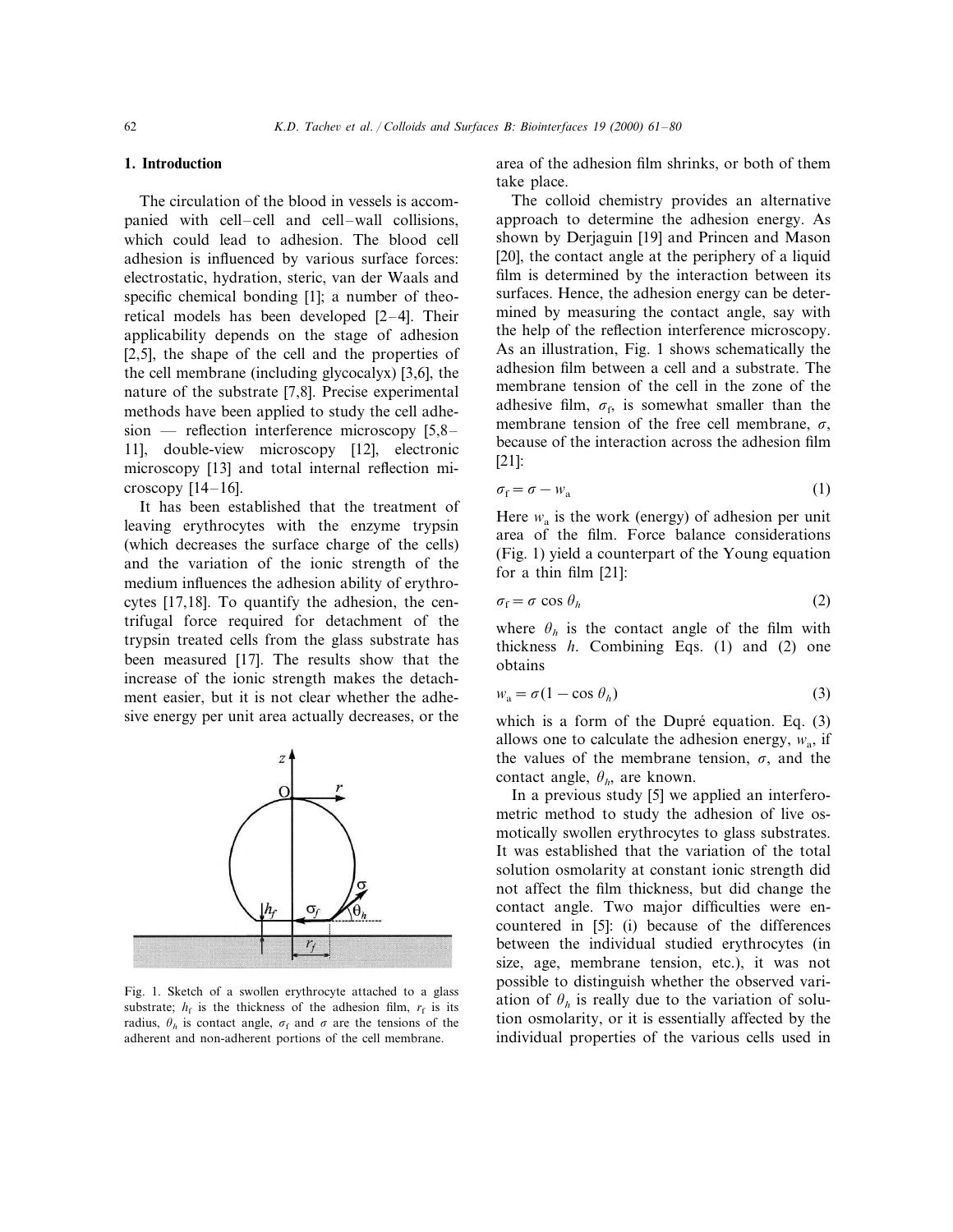## 1. Introduction

The circulation of the blood in vessels is accompanied with cell–cell and cell–wall collisions, which could lead to adhesion. The blood cell adhesion is influenced by various surface forces: electrostatic, hydration, steric, van der Waals and specific chemical bonding [1]; a number of theoretical models has been developed [2–4]. Their applicability depends on the stage of adhesion [2,5], the shape of the cell and the properties of the cell membrane (including glycocalyx) [3,6], the nature of the substrate [7,8]. Precise experimental methods have been applied to study the cell adhesion — reflection interference microscopy [5,8–11], double-view microscopy [12], electronic microscopy [13] and total internal reflection microscopy [14–16].

It has been established that the treatment of leaving erythrocytes with the enzyme trypsin (which decreases the surface charge of the cells) and the variation of the ionic strength of the medium influences the adhesion ability of erythrocytes [17,18]. To quantify the adhesion, the centrifugal force required for detachment of the trypsin treated cells from the glass substrate has been measured [17]. The results show that the increase of the ionic strength makes the detachment easier, but it is not clear whether the adhesive energy per unit area actually decreases, or the area of the adhesion film shrinks, or both of them take place.

Fig. 1. Sketch of a swollen erythrocyte attached to a glass substrate; $h_f$ is the thickness of the adhesion film, $r_f$ is its radius, $\theta_h$ is contact angle, $\sigma_f$ and $\sigma$ are the tensions of the adherent and non-adherent portions of the cell membrane.

The colloid chemistry provides an alternative approach to determine the adhesion energy. As shown by Derjaguin [19] and Princen and Mason [20], the contact angle at the periphery of a liquid film is determined by the interaction between its surfaces. Hence, the adhesion energy can be determined by measuring the contact angle, say with the help of the reflection interference microscopy. As an illustration, Fig. 1 shows schematically the adhesion film between a cell and a substrate. The membrane tension of the cell in the zone of the adhesive film, $\sigma_f$, is somewhat smaller than the membrane tension of the free cell membrane, $\sigma$, because of the interaction across the adhesion film [21]:

$$\sigma_f = \sigma - w_a \tag{1}$$

Here $w_a$ is the work (energy) of adhesion per unit area of the film. Force balance considerations (Fig. 1) yield a counterpart of the Young equation for a thin film [21]:

$$\sigma_f = \sigma \cos \theta_h \tag{2}$$

where $\theta_h$ is the contact angle of the film with thickness $h$. Combining Eqs. (1) and (2) one obtains

$$w_a = \sigma(1 - \cos \theta_h) \tag{3}$$

which is a form of the Dupré equation. Eq. (3) allows one to calculate the adhesion energy, $w_a$, if the values of the membrane tension, $\sigma$, and the contact angle, $\theta_h$, are known.

In a previous study [5] we applied an interferometric method to study the adhesion of live osmotically swollen erythrocytes to glass substrates. It was established that the variation of the total solution osmolarity at constant ionic strength did not affect the film thickness, but did change the contact angle. Two major difficulties were encountered in [5]: (i) because of the differences between the individual studied erythrocytes (in size, age, membrane tension, etc.), it was not possible to distinguish whether the observed variation of $\theta_h$ is really due to the variation of solution osmolarity, or it is essentially affected by the individual properties of the various cells used in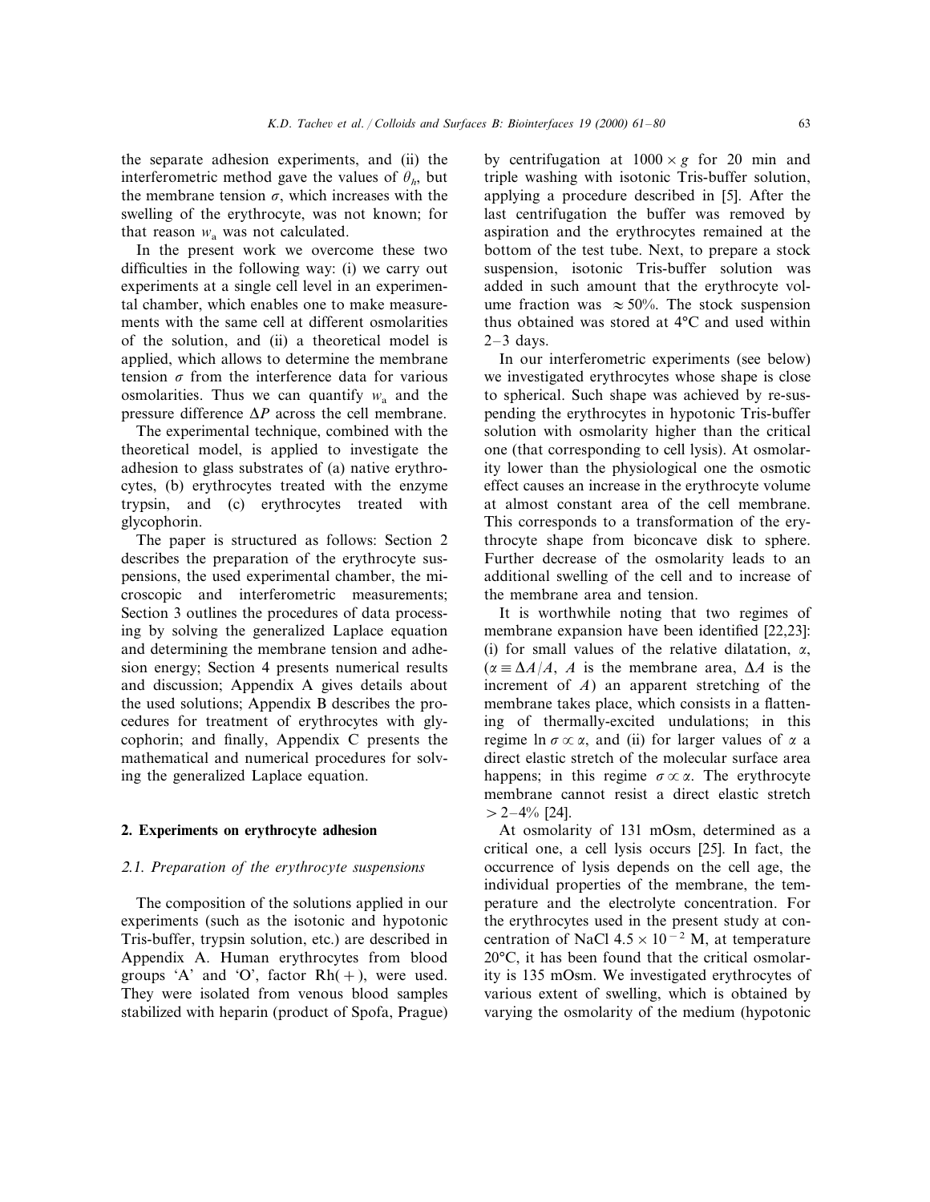the separate adhesion experiments, and (ii) the interferometric method gave the values of $\theta_h$, but the membrane tension $\sigma$, which increases with the swelling of the erythrocyte, was not known; for that reason $w_a$ was not calculated.

In the present work we overcome these two difficulties in the following way: (i) we carry out experiments at a single cell level in an experimental chamber, which enables one to make measurements with the same cell at different osmolarities of the solution, and (ii) a theoretical model is applied, which allows to determine the membrane tension $\sigma$ from the interference data for various osmolarities. Thus we can quantify $w_a$ and the pressure difference $\Delta P$ across the cell membrane.

The experimental technique, combined with the theoretical model, is applied to investigate the adhesion to glass substrates of (a) native erythrocytes, (b) erythrocytes treated with the enzyme trypsin, and (c) erythrocytes treated with glycophorin.

The paper is structured as follows: Section 2 describes the preparation of the erythrocyte suspensions, the used experimental chamber, the microscopic and interferometric measurements; Section 3 outlines the procedures of data processing by solving the generalized Laplace equation and determining the membrane tension and adhesion energy; Section 4 presents numerical results and discussion; Appendix A gives details about the used solutions; Appendix B describes the procedures for treatment of erythrocytes with glycophorin; and finally, Appendix C presents the mathematical and numerical procedures for solving the generalized Laplace equation.

## 2. Experiments on erythrocyte adhesion

### 2.1. Preparation of the erythrocyte suspensions

The composition of the solutions applied in our experiments (such as the isotonic and hypotonic Tris-buffer, trypsin solution, etc.) are described in Appendix A. Human erythrocytes from blood groups 'A' and 'O', factor Rh(+), were used. They were isolated from venous blood samples stabilized with heparin (product of Spofa, Prague) by centrifugation at $1000\times g$ for 20 min and triple washing with isotonic Tris-buffer solution, applying a procedure described in [5]. After the last centrifugation the buffer was removed by aspiration and the erythrocytes remained at the bottom of the test tube. Next, to prepare a stock suspension, isotonic Tris-buffer solution was added in such amount that the erythrocyte volume fraction was $\approx 50\%$. The stock suspension thus obtained was stored at 4°C and used within 2–3 days.

In our interferometric experiments (see below) we investigated erythrocytes whose shape is close to spherical. Such shape was achieved by re-suspending the erythrocytes in hypotonic Tris-buffer solution with osmolarity higher than the critical one (that corresponding to cell lysis). At osmolarity lower than the physiological one the osmotic effect causes an increase in the erythrocyte volume at almost constant area of the cell membrane. This corresponds to a transformation of the erythrocyte shape from biconcave disk to sphere. Further decrease of the osmolarity leads to an additional swelling of the cell and to increase of the membrane area and tension.

It is worthwhile noting that two regimes of membrane expansion have been identified [22,23]: (i) for small values of the relative dilatation, $\alpha$, ($\alpha \equiv \Delta A/A$, $A$ is the membrane area, $\Delta A$ is the increment of $A$) an apparent stretching of the membrane takes place, which consists in a flattening of thermally-excited undulations; in this regime $\ln \sigma \propto \alpha$, and (ii) for larger values of $\alpha$ a direct elastic stretch of the molecular surface area happens; in this regime $\sigma \propto \alpha$. The erythrocyte membrane cannot resist a direct elastic stretch $> 2$–$4\%$ [24].

At osmolarity of 131 mOsm, determined as a critical one, a cell lysis occurs [25]. In fact, the occurrence of lysis depends on the cell age, the individual properties of the membrane, the temperature and the electrolyte concentration. For the erythrocytes used in the present study at concentration of NaCl $4.5\times 10^{-2}$ M, at temperature 20°C, it has been found that the critical osmolarity is 135 mOsm. We investigated erythrocytes of various extent of swelling, which is obtained by varying the osmolarity of the medium (hypotonic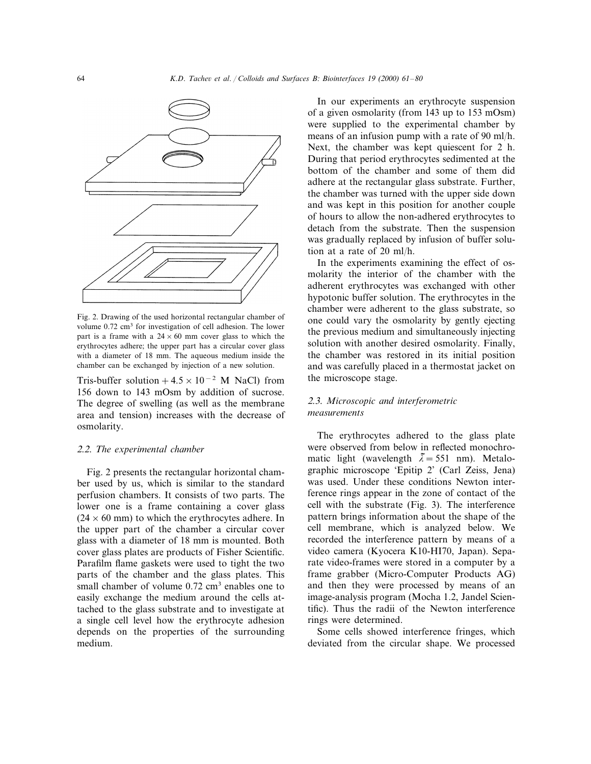Fig. 2. Drawing of the used horizontal rectangular chamber of volume 0.72 $cm^3$ for investigation of cell adhesion. The lower part is a frame with a $24 \times 60$ mm cover glass to which the erythrocytes adhere; the upper part has a circular cover glass with a diameter of 18 mm. The aqueous medium inside the chamber can be exchanged by injection of a new solution.

Tris-buffer solution + $4.5 \times 10^{-2}$ M NaCl) from 156 down to 143 mOsm by addition of sucrose. The degree of swelling (as well as the membrane area and tension) increases with the decrease of osmolarity.

### 2.2. The experimental chamber

Fig. 2 presents the rectangular horizontal chamber used by us, which is similar to the standard perfusion chambers. It consists of two parts. The lower one is a frame containing a cover glass ($24 \times 60$ mm) to which the erythrocytes adhere. In the upper part of the chamber a circular cover glass with a diameter of 18 mm is mounted. Both cover glass plates are products of Fisher Scientific. Parafilm flame gaskets were used to tight the two parts of the chamber and the glass plates. This small chamber of volume 0.72 $cm^3$ enables one to easily exchange the medium around the cells attached to the glass substrate and to investigate at a single cell level how the erythrocyte adhesion depends on the properties of the surrounding medium.

In our experiments an erythrocyte suspension of a given osmolarity (from 143 up to 153 mOsm) were supplied to the experimental chamber by means of an infusion pump with a rate of 90 ml/h. Next, the chamber was kept quiescent for 2 h. During that period erythrocytes sedimented at the bottom of the chamber and some of them did adhere at the rectangular glass substrate. Further, the chamber was turned with the upper side down and was kept in this position for another couple of hours to allow the non-adhered erythrocytes to detach from the substrate. Then the suspension was gradually replaced by infusion of buffer solution at a rate of 20 ml/h.

In the experiments examining the effect of osmolarity the interior of the chamber with the adherent erythrocytes was exchanged with other hypotonic buffer solution. The erythrocytes in the chamber were adherent to the glass substrate, so one could vary the osmolarity by gently ejecting the previous medium and simultaneously injecting solution with another desired osmolarity. Finally, the chamber was restored in its initial position and was carefully placed in a thermostat jacket on the microscope stage.

### 2.3. Microscopic and interferometric measurements

The erythrocytes adhered to the glass plate were observed from below in reflected monochromatic light (wavelength $\tilde{\lambda} = 551$ nm). Metalographic microscope 'Epitip 2' (Carl Zeiss, Jena) was used. Under these conditions Newton interference rings appear in the zone of contact of the cell with the substrate (Fig. 3). The interference pattern brings information about the shape of the cell membrane, which is analyzed below. We recorded the interference pattern by means of a video camera (Kyocera K10-HI70, Japan). Separate video-frames were stored in a computer by a frame grabber (Micro-Computer Products AG) and then they were processed by means of an image-analysis program (Mocha 1.2, Jandel Scientific). Thus the radii of the Newton interference rings were determined.

Some cells showed interference fringes, which deviated from the circular shape. We processed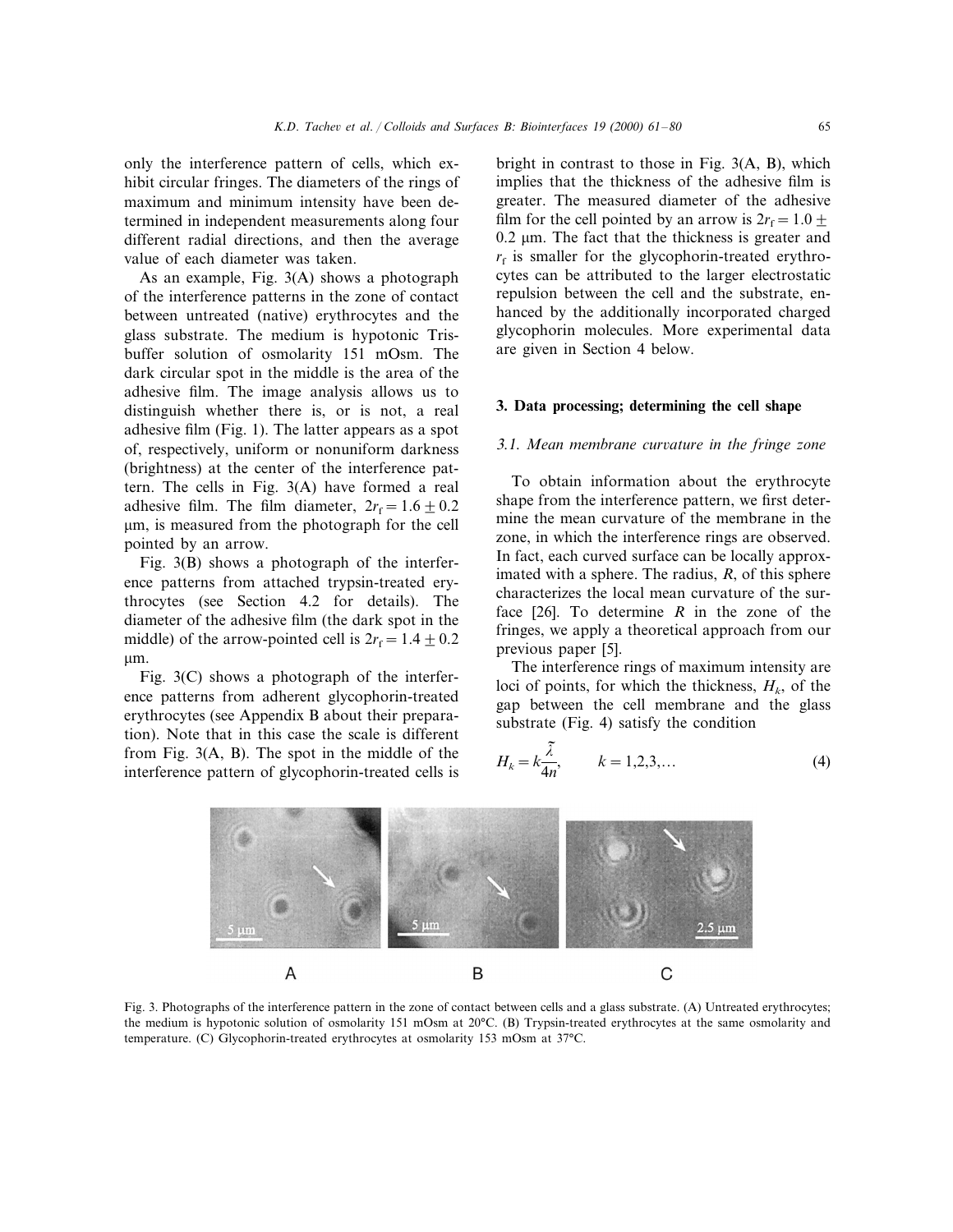only the interference pattern of cells, which exhibit circular fringes. The diameters of the rings of maximum and minimum intensity have been determined in independent measurements along four different radial directions, and then the average value of each diameter was taken.

As an example, Fig. 3(A) shows a photograph of the interference patterns in the zone of contact between untreated (native) erythrocytes and the glass substrate. The medium is hypotonic Tris-buffer solution of osmolarity 151 mOsm. The dark circular spot in the middle is the area of the adhesive film. The image analysis allows us to distinguish whether there is, or is not, a real adhesive film (Fig. 1). The latter appears as a spot of, respectively, uniform or nonuniform darkness (brightness) at the center of the interference pattern. The cells in Fig. 3(A) have formed a real adhesive film. The film diameter, $2r_f = 1.6 \pm 0.2$ μm, is measured from the photograph for the cell pointed by an arrow.

Fig. 3(B) shows a photograph of the interference patterns from attached trypsin-treated erythrocytes (see Section 4.2 for details). The diameter of the adhesive film (the dark spot in the middle) of the arrow-pointed cell is $2r_f = 1.4 \pm 0.2$ μm.

Fig. 3(C) shows a photograph of the interference patterns from adherent glycophorin-treated erythrocytes (see Appendix B about their preparation). Note that in this case the scale is different from Fig. 3(A, B). The spot in the middle of the interference pattern of glycophorin-treated cells is bright in contrast to those in Fig. 3(A, B), which implies that the thickness of the adhesive film is greater. The measured diameter of the adhesive film for the cell pointed by an arrow is $2r_f = 1.0 \pm 0.2$ μm. The fact that the thickness is greater and $r_f$ is smaller for the glycophorin-treated erythrocytes can be attributed to the larger electrostatic repulsion between the cell and the substrate, enhanced by the additionally incorporated charged glycophorin molecules. More experimental data are given in Section 4 below.

## 3. Data processing; determining the cell shape

### 3.1. Mean membrane curvature in the fringe zone

To obtain information about the erythrocyte shape from the interference pattern, we first determine the mean curvature of the membrane in the zone, in which the interference rings are observed. In fact, each curved surface can be locally approximated with a sphere. The radius, $R$, of this sphere characterizes the local mean curvature of the surface [26]. To determine $R$ in the zone of the fringes, we apply a theoretical approach from our previous paper [5].

The interference rings of maximum intensity are loci of points, for which the thickness, $H_k$, of the gap between the cell membrane and the glass substrate (Fig. 4) satisfy the condition

$$H_k = k\frac{\tilde{\lambda}}{4n}, \qquad k = 1,2,3,\ldots \tag{4}$$

Fig. 3. Photographs of the interference pattern in the zone of contact between cells and a glass substrate. (A) Untreated erythrocytes; the medium is hypotonic solution of osmolarity 151 mOsm at 20°C. (B) Trypsin-treated erythrocytes at the same osmolarity and temperature. (C) Glycophorin-treated erythrocytes at osmolarity 153 mOsm at 37°C.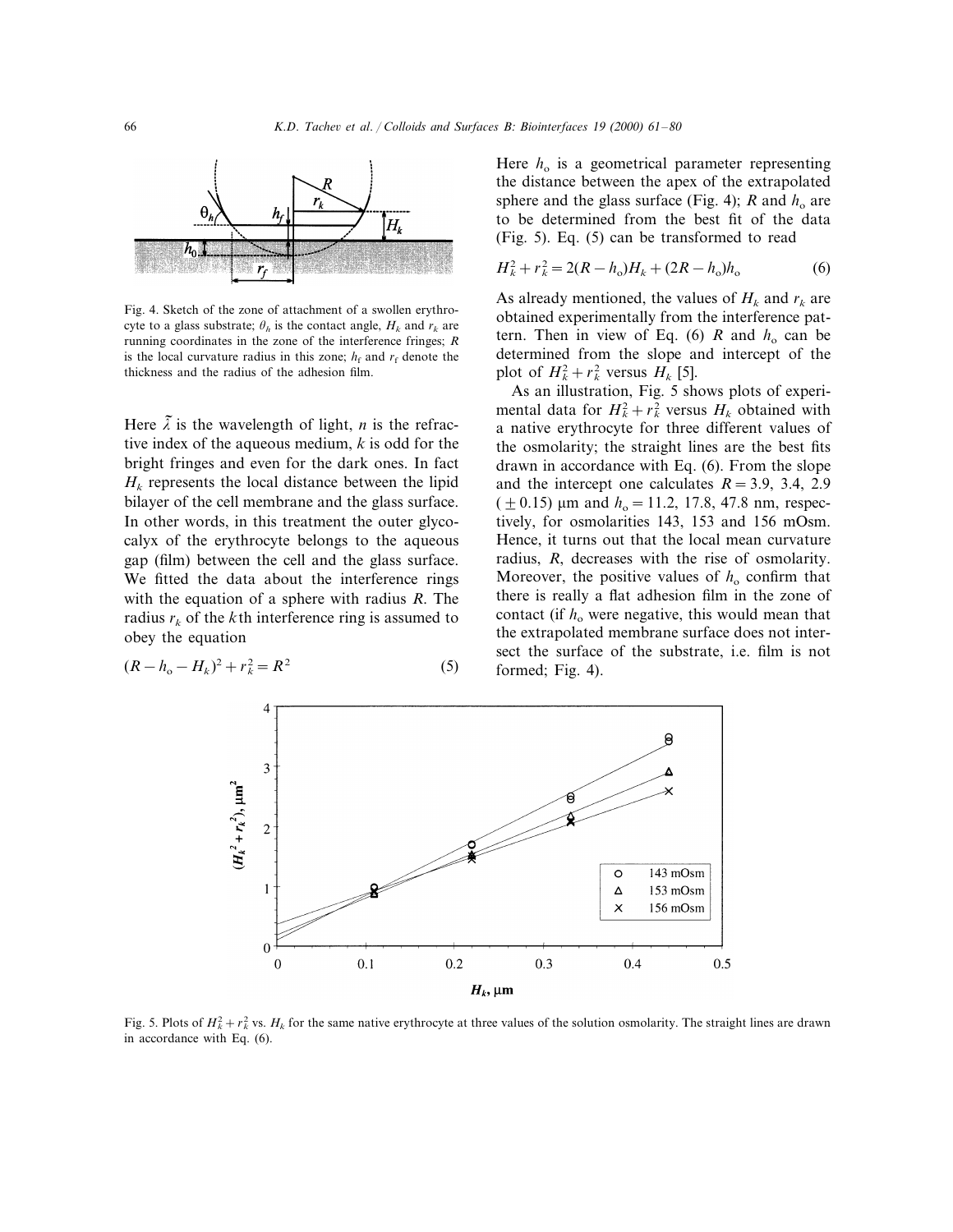Fig. 4. Sketch of the zone of attachment of a swollen erythrocyte to a glass substrate; $\theta_h$ is the contact angle, $H_k$ and $r_k$ are running coordinates in the zone of the interference fringes; $R$ is the local curvature radius in this zone; $h_f$ and $r_f$ denote the thickness and the radius of the adhesion film.

Here $\tilde{\lambda}$ is the wavelength of light, $n$ is the refractive index of the aqueous medium, $k$ is odd for the bright fringes and even for the dark ones. In fact $H_k$ represents the local distance between the lipid bilayer of the cell membrane and the glass surface. In other words, in this treatment the outer glycocalyx of the erythrocyte belongs to the aqueous gap (film) between the cell and the glass surface. We fitted the data about the interference rings with the equation of a sphere with radius $R$. The radius $r_k$ of the $k$th interference ring is assumed to obey the equation

$$(R - h_o - H_k)^2 + r_k^2 = R^2 \tag{5}$$

Here $h_o$ is a geometrical parameter representing the distance between the apex of the extrapolated sphere and the glass surface (Fig. 4); $R$ and $h_o$ are to be determined from the best fit of the data (Fig. 5). Eq. (5) can be transformed to read

$$H_k^2 + r_k^2 = 2(R - h_o)H_k + (2R - h_o)h_o \tag{6}$$

As already mentioned, the values of $H_k$ and $r_k$ are obtained experimentally from the interference pattern. Then in view of Eq. (6) $R$ and $h_o$ can be determined from the slope and intercept of the plot of $H_k^2 + r_k^2$ versus $H_k$ [5].

As an illustration, Fig. 5 shows plots of experimental data for $H_k^2 + r_k^2$ versus $H_k$ obtained with a native erythrocyte for three different values of the osmolarity; the straight lines are the best fits drawn in accordance with Eq. (6). From the slope and the intercept one calculates $R = 3.9$, 3.4, 2.9 ($\pm 0.15$) μm and $h_o = 11.2$, 17.8, 47.8 nm, respectively, for osmolarities 143, 153 and 156 mOsm. Hence, it turns out that the local mean curvature radius, $R$, decreases with the rise of osmolarity. Moreover, the positive values of $h_o$ confirm that there is really a flat adhesion film in the zone of contact (if $h_o$ were negative, this would mean that the extrapolated membrane surface does not intersect the surface of the substrate, i.e. film is not formed; Fig. 4).

Fig. 5. Plots of $H_k^2 + r_k^2$ vs. $H_k$ for the same native erythrocyte at three values of the solution osmolarity. The straight lines are drawn in accordance with Eq. (6).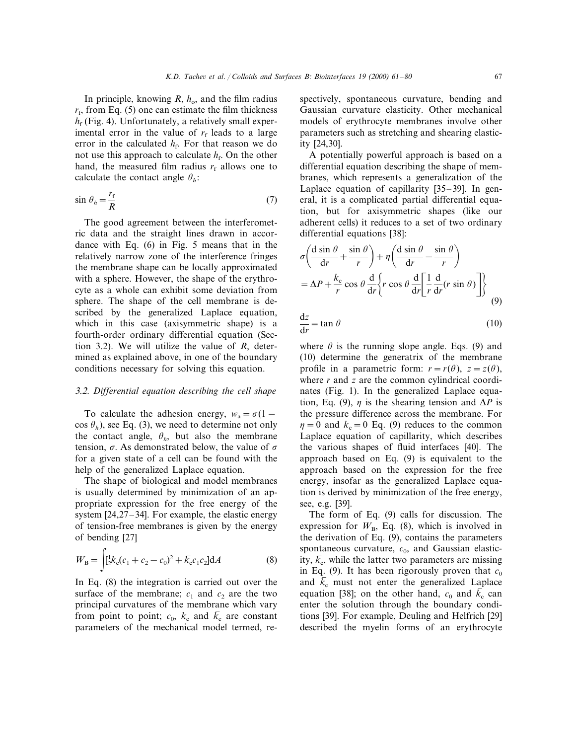In principle, knowing $R$, $h_o$, and the film radius $r_f$, from Eq. (5) one can estimate the film thickness $h_f$ (Fig. 4). Unfortunately, a relatively small experimental error in the value of $r_f$ leads to a large error in the calculated $h_f$. For that reason we do not use this approach to calculate $h_f$. On the other hand, the measured film radius $r_f$ allows one to calculate the contact angle $\theta_h$:

$$\sin\theta_h = \frac{r_f}{R} \tag{7}$$

The good agreement between the interferometric data and the straight lines drawn in accordance with Eq. (6) in Fig. 5 means that in the relatively narrow zone of the interference fringes the membrane shape can be locally approximated with a sphere. However, the shape of the erythrocyte as a whole can exhibit some deviation from sphere. The shape of the cell membrane is described by the generalized Laplace equation, which in this case (axisymmetric shape) is a fourth-order ordinary differential equation (Section 3.2). We will utilize the value of $R$, determined as explained above, in one of the boundary conditions necessary for solving this equation.

### 3.2. Differential equation describing the cell shape

To calculate the adhesion energy, $w_a = \sigma(1 - \cos\theta_h)$, see Eq. (3), we need to determine not only the contact angle, $\theta_h$, but also the membrane tension, $\sigma$. As demonstrated below, the value of $\sigma$ for a given state of a cell can be found with the help of the generalized Laplace equation.

The shape of biological and model membranes is usually determined by minimization of an appropriate expression for the free energy of the system [24,27–34]. For example, the elastic energy of tension-free membranes is given by the energy of bending [27]

$$W_B = \int\left[\tfrac{1}{2}k_c(c_1 + c_2 - c_0)^2 + \bar{k}_c c_1 c_2\right]\mathrm{d}A \tag{8}$$

In Eq. (8) the integration is carried out over the surface of the membrane; $c_1$ and $c_2$ are the two principal curvatures of the membrane which vary from point to point; $c_0$, $k_c$ and $\bar{k}_c$ are constant parameters of the mechanical model termed, respectively, spontaneous curvature, bending and Gaussian curvature elasticity. Other mechanical models of erythrocyte membranes involve other parameters such as stretching and shearing elasticity [24,30].

A potentially powerful approach is based on a differential equation describing the shape of membranes, which represents a generalization of the Laplace equation of capillarity [35–39]. In general, it is a complicated partial differential equation, but for axisymmetric shapes (like our adherent cells) it reduces to a set of two ordinary differential equations [38]:

$$\sigma\left(\frac{\mathrm{d}\sin\theta}{\mathrm{d}r} + \frac{\sin\theta}{r}\right) + \eta\left(\frac{\mathrm{d}\sin\theta}{\mathrm{d}r} - \frac{\sin\theta}{r}\right) = \Delta P + \frac{k_c}{r}\cos\theta\frac{\mathrm{d}}{\mathrm{d}r}\left\{r\cos\theta\frac{\mathrm{d}}{\mathrm{d}r}\left[\frac{1}{r}\frac{\mathrm{d}}{\mathrm{d}r}(r\sin\theta)\right]\right\} \tag{9}$$

$$\frac{\mathrm{d}z}{\mathrm{d}r} = \tan\theta \tag{10}$$

where $\theta$ is the running slope angle. Eqs. (9) and (10) determine the generatrix of the membrane profile in a parametric form: $r = r(\theta)$, $z = z(\theta)$, where $r$ and $z$ are the common cylindrical coordinates (Fig. 1). In the generalized Laplace equation, Eq. (9), $\eta$ is the shearing tension and $\Delta P$ is the pressure difference across the membrane. For $\eta = 0$ and $k_c = 0$ Eq. (9) reduces to the common Laplace equation of capillarity, which describes the various shapes of fluid interfaces [40]. The approach based on Eq. (9) is equivalent to the approach based on the expression for the free energy, insofar as the generalized Laplace equation is derived by minimization of the free energy, see, e.g. [39].

The form of Eq. (9) calls for discussion. The expression for $W_B$, Eq. (8), which is involved in the derivation of Eq. (9), contains the parameters spontaneous curvature, $c_0$, and Gaussian elasticity, $\bar{k}_c$, while the latter two parameters are missing in Eq. (9). It has been rigorously proven that $c_0$ and $\bar{k}_c$ must not enter the generalized Laplace equation [38]; on the other hand, $c_0$ and $\bar{k}_c$ can enter the solution through the boundary conditions [39]. For example, Deuling and Helfrich [29] described the myelin forms of an erythrocyte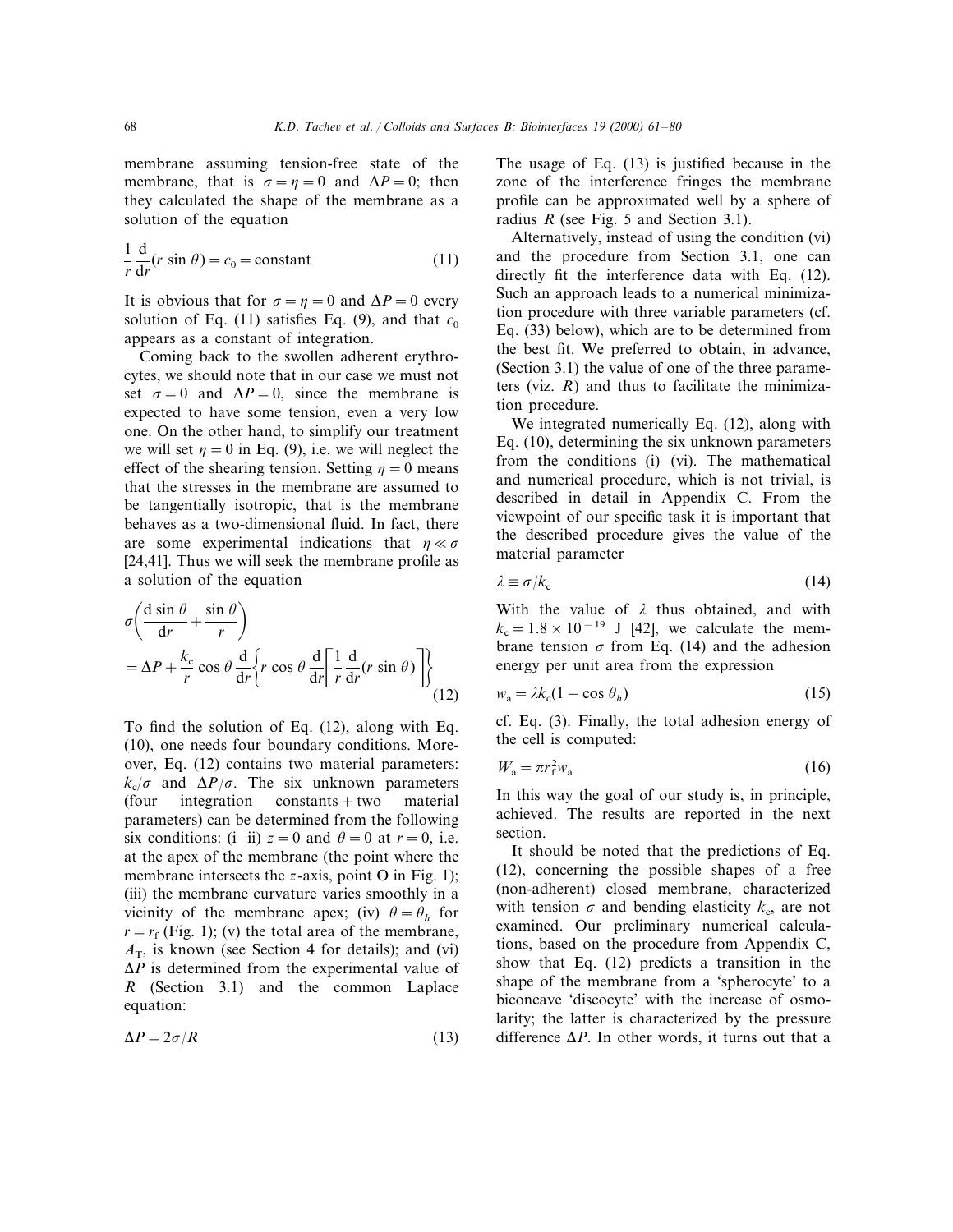membrane assuming tension-free state of the membrane, that is $\sigma = \eta = 0$ and $\Delta P = 0$; then they calculated the shape of the membrane as a solution of the equation

$$\frac{1}{r}\frac{\mathrm{d}}{\mathrm{d}r}(r\sin\theta) = c_0 = \text{constant} \tag{11}$$

It is obvious that for $\sigma = \eta = 0$ and $\Delta P = 0$ every solution of Eq. (11) satisfies Eq. (9), and that $c_0$ appears as a constant of integration.

Coming back to the swollen adherent erythrocytes, we should note that in our case we must not set $\sigma = 0$ and $\Delta P = 0$, since the membrane is expected to have some tension, even a very low one. On the other hand, to simplify our treatment we will set $\eta = 0$ in Eq. (9), i.e. we will neglect the effect of the shearing tension. Setting $\eta = 0$ means that the stresses in the membrane are assumed to be tangentially isotropic, that is the membrane behaves as a two-dimensional fluid. In fact, there are some experimental indications that $\eta \ll \sigma$ [24,41]. Thus we will seek the membrane profile as a solution of the equation

$$\sigma\left(\frac{\mathrm{d}\sin\theta}{\mathrm{d}r} + \frac{\sin\theta}{r}\right) = \Delta P + \frac{k_c}{r}\cos\theta\frac{\mathrm{d}}{\mathrm{d}r}\left\{r\cos\theta\frac{\mathrm{d}}{\mathrm{d}r}\left[\frac{1}{r}\frac{\mathrm{d}}{\mathrm{d}r}(r\sin\theta)\right]\right\} \tag{12}$$

To find the solution of Eq. (12), along with Eq. (10), one needs four boundary conditions. Moreover, Eq. (12) contains two material parameters: $k_c/\sigma$ and $\Delta P/\sigma$. The six unknown parameters (four integration constants + two material parameters) can be determined from the following six conditions: (i–ii) $z = 0$ and $\theta = 0$ at $r = 0$, i.e. at the apex of the membrane (the point where the membrane intersects the $z$-axis, point O in Fig. 1); (iii) the membrane curvature varies smoothly in a vicinity of the membrane apex; (iv) $\theta = \theta_h$ for $r = r_f$ (Fig. 1); (v) the total area of the membrane, $A_T$, is known (see Section 4 for details); and (vi) $\Delta P$ is determined from the experimental value of $R$ (Section 3.1) and the common Laplace equation:

$$\Delta P = 2\sigma/R \tag{13}$$

The usage of Eq. (13) is justified because in the zone of the interference fringes the membrane profile can be approximated well by a sphere of radius $R$ (see Fig. 5 and Section 3.1).

Alternatively, instead of using the condition (vi) and the procedure from Section 3.1, one can directly fit the interference data with Eq. (12). Such an approach leads to a numerical minimization procedure with three variable parameters (cf. Eq. (33) below), which are to be determined from the best fit. We preferred to obtain, in advance, (Section 3.1) the value of one of the three parameters (viz. $R$) and thus to facilitate the minimization procedure.

We integrated numerically Eq. (12), along with Eq. (10), determining the six unknown parameters from the conditions (i)–(vi). The mathematical and numerical procedure, which is not trivial, is described in detail in Appendix C. From the viewpoint of our specific task it is important that the described procedure gives the value of the material parameter

$$\lambda \equiv \sigma/k_c \tag{14}$$

With the value of $\lambda$ thus obtained, and with $k_c = 1.8 \times 10^{-19}$ J [42], we calculate the membrane tension $\sigma$ from Eq. (14) and the adhesion energy per unit area from the expression

$$w_a = \lambda k_c(1 - \cos\theta_h) \tag{15}$$

cf. Eq. (3). Finally, the total adhesion energy of the cell is computed:

$$W_a = \pi r_f^2 w_a \tag{16}$$

In this way the goal of our study is, in principle, achieved. The results are reported in the next section.

It should be noted that the predictions of Eq. (12), concerning the possible shapes of a free (non-adherent) closed membrane, characterized with tension $\sigma$ and bending elasticity $k_c$, are not examined. Our preliminary numerical calculations, based on the procedure from Appendix C, show that Eq. (12) predicts a transition in the shape of the membrane from a 'spherocyte' to a biconcave 'discocyte' with the increase of osmolarity; the latter is characterized by the pressure difference $\Delta P$. In other words, it turns out that a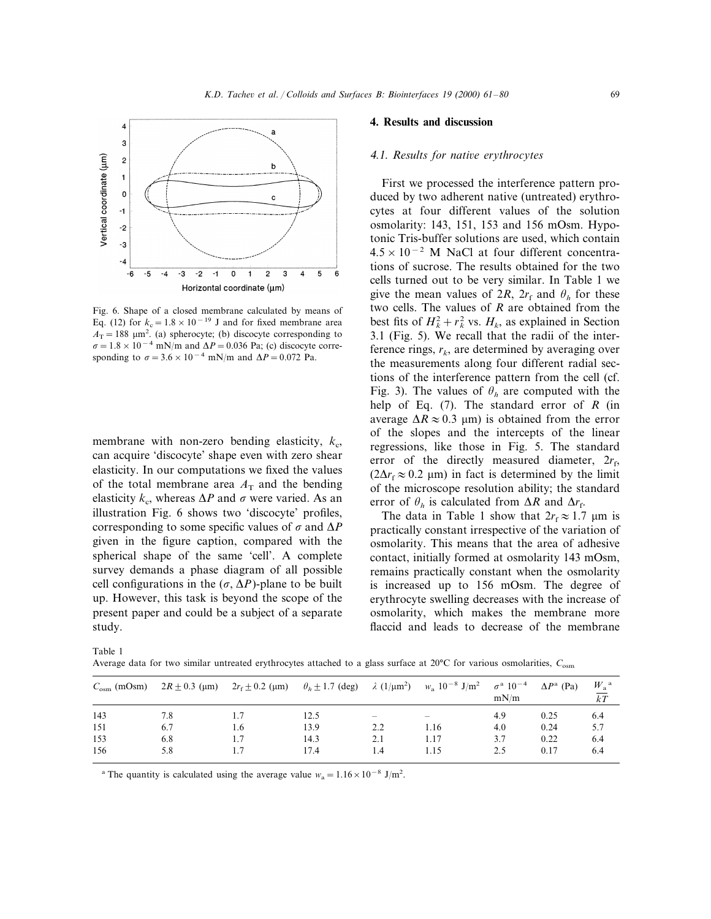Fig. 6. Shape of a closed membrane calculated by means of Eq. (12) for $k_c = 1.8 \times 10^{-19}$ J and for fixed membrane area $A_T = 188$ μm$^2$. (a) spherocyte; (b) discocyte corresponding to $\sigma = 1.8 \times 10^{-4}$ mN/m and $\Delta P = 0.036$ Pa; (c) discocyte corresponding to $\sigma = 3.6 \times 10^{-4}$ mN/m and $\Delta P = 0.072$ Pa.

membrane with non-zero bending elasticity, $k_c$, can acquire 'discocyte' shape even with zero shear elasticity. In our computations we fixed the values of the total membrane area $A_T$ and the bending elasticity $k_c$, whereas $\Delta P$ and $\sigma$ were varied. As an illustration Fig. 6 shows two 'discocyte' profiles, corresponding to some specific values of $\sigma$ and $\Delta P$ given in the figure caption, compared with the spherical shape of the same 'cell'. A complete survey demands a phase diagram of all possible cell configurations in the ($\sigma$, $\Delta P$)-plane to be built up. However, this task is beyond the scope of the present paper and could be a subject of a separate study.

## 4. Results and discussion

### 4.1. Results for native erythrocytes

First we processed the interference pattern produced by two adherent native (untreated) erythrocytes at four different values of the solution osmolarity: 143, 151, 153 and 156 mOsm. Hypotonic Tris-buffer solutions are used, which contain $4.5 \times 10^{-2}$ M NaCl at four different concentrations of sucrose. The results obtained for the two cells turned out to be very similar. In Table 1 we give the mean values of $2R$, $2r_f$ and $\theta_h$ for these two cells. The values of $R$ are obtained from the best fits of $H_k^2 + r_k^2$ vs. $H_k$, as explained in Section 3.1 (Fig. 5). We recall that the radii of the interference rings, $r_k$, are determined by averaging over the measurements along four different radial sections of the interference pattern from the cell (cf. Fig. 3). The values of $\theta_h$ are computed with the help of Eq. (7). The standard error of $R$ (in average $\Delta R \approx 0.3$ μm) is obtained from the error of the slopes and the intercepts of the linear regressions, like those in Fig. 5. The standard error of the directly measured diameter, $2r_f$, ($2\Delta r_f \approx 0.2$ μm) in fact is determined by the limit of the microscope resolution ability; the standard error of $\theta_h$ is calculated from $\Delta R$ and $\Delta r_f$.

The data in Table 1 show that $2r_f \approx 1.7$ μm is practically constant irrespective of the variation of osmolarity. This means that the area of adhesive contact, initially formed at osmolarity 143 mOsm, remains practically constant when the osmolarity is increased up to 156 mOsm. The degree of erythrocyte swelling decreases with the increase of osmolarity, which makes the membrane more flaccid and leads to decrease of the membrane

Table 1
Average data for two similar untreated erythrocytes attached to a glass surface at 20°C for various osmolarities, $C_{osm}$

| $C_{osm}$ (mOsm) | $2R \pm 0.3$ (μm) | $2r_f \pm 0.2$ (μm) | $\theta_h \pm 1.7$ (deg) | $\lambda$ (1/μm$^2$) | $w_a$ $10^{-8}$ J/m$^2$ | $\sigma^a$ $10^{-4}$ mN/m | $\Delta P^a$ (Pa) | $\frac{W_a}{kT}^a$ |
|---|---|---|---|---|---|---|---|---|
| 143 | 7.8 | 1.7 | 12.5 | – | – | 4.9 | 0.25 | 6.4 |
| 151 | 6.7 | 1.6 | 13.9 | 2.2 | 1.16 | 4.0 | 0.24 | 5.7 |
| 153 | 6.8 | 1.7 | 14.3 | 2.1 | 1.17 | 3.7 | 0.22 | 6.4 |
| 156 | 5.8 | 1.7 | 17.4 | 1.4 | 1.15 | 2.5 | 0.17 | 6.4 |

[a] The quantity is calculated using the average value $w_a = 1.16 \times 10^{-8}$ J/m$^2$.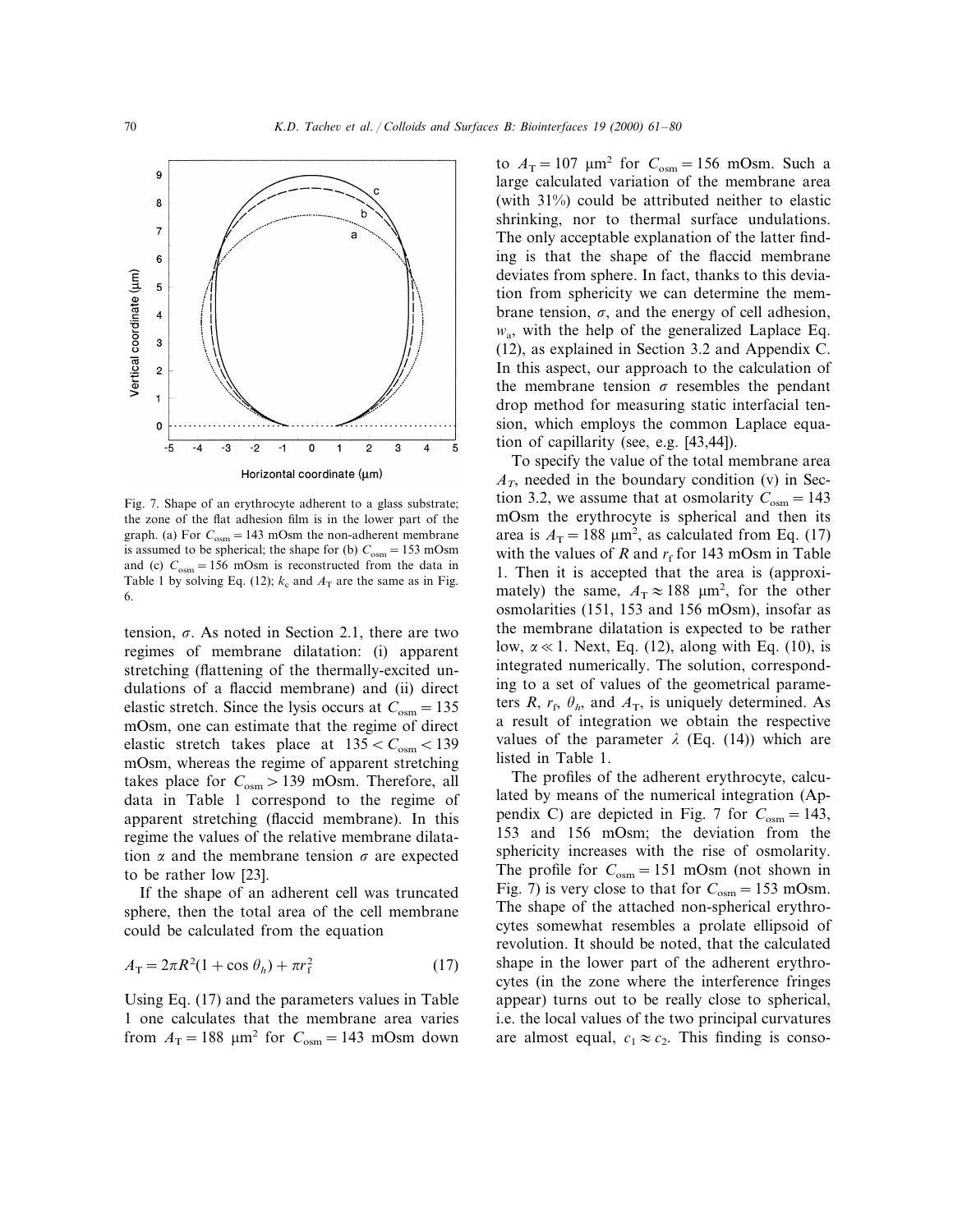Fig. 7. Shape of an erythrocyte adherent to a glass substrate; the zone of the flat adhesion film is in the lower part of the graph. (a) For $C_{osm} = 143$ mOsm the non-adherent membrane is assumed to be spherical; the shape for (b) $C_{osm} = 153$ mOsm and (c) $C_{osm} = 156$ mOsm is reconstructed from the data in Table 1 by solving Eq. (12); $k_c$ and $A_T$ are the same as in Fig. 6.

tension, $\sigma$. As noted in Section 2.1, there are two regimes of membrane dilatation: (i) apparent stretching (flattening of the thermally-excited undulations of a flaccid membrane) and (ii) direct elastic stretch. Since the lysis occurs at $C_{osm} = 135$ mOsm, one can estimate that the regime of direct elastic stretch takes place at $135 < C_{osm} < 139$ mOsm, whereas the regime of apparent stretching takes place for $C_{osm} > 139$ mOsm. Therefore, all data in Table 1 correspond to the regime of apparent stretching (flaccid membrane). In this regime the values of the relative membrane dilatation $\alpha$ and the membrane tension $\sigma$ are expected to be rather low [23].

If the shape of an adherent cell was truncated sphere, then the total area of the cell membrane could be calculated from the equation

$$A_T = 2\pi R^2(1 + \cos\theta_h) + \pi r_f^2 \tag{17}$$

Using Eq. (17) and the parameters values in Table 1 one calculates that the membrane area varies from $A_T = 188$ μm$^2$ for $C_{osm} = 143$ mOsm down to $A_T = 107$ μm$^2$ for $C_{osm} = 156$ mOsm. Such a large calculated variation of the membrane area (with 31%) could be attributed neither to elastic shrinking, nor to thermal surface undulations. The only acceptable explanation of the latter finding is that the shape of the flaccid membrane deviates from sphere. In fact, thanks to this deviation from sphericity we can determine the membrane tension, $\sigma$, and the energy of cell adhesion, $w_a$, with the help of the generalized Laplace Eq. (12), as explained in Section 3.2 and Appendix C. In this aspect, our approach to the calculation of the membrane tension $\sigma$ resembles the pendant drop method for measuring static interfacial tension, which employs the common Laplace equation of capillarity (see, e.g. [43,44]).

To specify the value of the total membrane area $A_T$, needed in the boundary condition (v) in Section 3.2, we assume that at osmolarity $C_{osm} = 143$ mOsm the erythrocyte is spherical and then its area is $A_T = 188$ μm$^2$, as calculated from Eq. (17) with the values of $R$ and $r_f$ for 143 mOsm in Table 1. Then it is accepted that the area is (approximately) the same, $A_T \approx 188$ μm$^2$, for the other osmolarities (151, 153 and 156 mOsm), insofar as the membrane dilatation is expected to be rather low, $\alpha \ll 1$. Next, Eq. (12), along with Eq. (10), is integrated numerically. The solution, corresponding to a set of values of the geometrical parameters $R$, $r_f$, $\theta_h$, and $A_T$, is uniquely determined. As a result of integration we obtain the respective values of the parameter $\lambda$ (Eq. (14)) which are listed in Table 1.

The profiles of the adherent erythrocyte, calculated by means of the numerical integration (Appendix C) are depicted in Fig. 7 for $C_{osm} = 143$, 153 and 156 mOsm; the deviation from the sphericity increases with the rise of osmolarity. The profile for $C_{osm} = 151$ mOsm (not shown in Fig. 7) is very close to that for $C_{osm} = 153$ mOsm. The shape of the attached non-spherical erythrocytes somewhat resembles a prolate ellipsoid of revolution. It should be noted, that the calculated shape in the lower part of the adherent erythrocytes (in the zone where the interference fringes appear) turns out to be really close to spherical, i.e. the local values of the two principal curvatures are almost equal, $c_1 \approx c_2$. This finding is conso-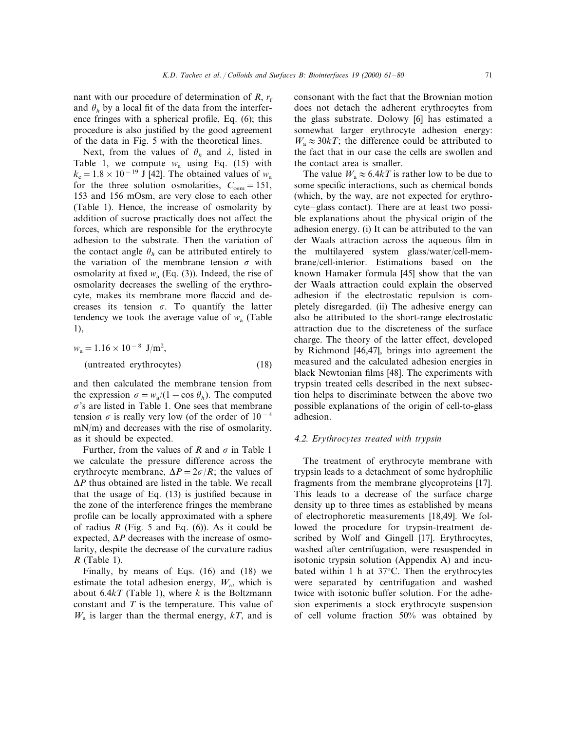nant with our procedure of determination of $R$, $r_f$ and $\theta_h$ by a local fit of the data from the interference fringes with a spherical profile, Eq. (6); this procedure is also justified by the good agreement of the data in Fig. 5 with the theoretical lines.

Next, from the values of $\theta_h$ and $\lambda$, listed in Table 1, we compute $w_a$ using Eq. (15) with $k_c = 1.8 \times 10^{-19}$ J [42]. The obtained values of $w_a$ for the three solution osmolarities, $C_{osm} = 151$, 153 and 156 mOsm, are very close to each other (Table 1). Hence, the increase of osmolarity by addition of sucrose practically does not affect the forces, which are responsible for the erythrocyte adhesion to the substrate. Then the variation of the contact angle $\theta_h$ can be attributed entirely to the variation of the membrane tension $\sigma$ with osmolarity at fixed $w_a$ (Eq. (3)). Indeed, the rise of osmolarity decreases the swelling of the erythrocyte, makes its membrane more flaccid and decreases its tension $\sigma$. To quantify the latter tendency we took the average value of $w_a$ (Table 1),

$$w_a = 1.16 \times 10^{-8} \text{ J/m}^2, \quad \text{(untreated erythrocytes)} \tag{18}$$

and then calculated the membrane tension from the expression $\sigma = w_a/(1 - \cos \theta_h)$. The computed $\sigma$'s are listed in Table 1. One sees that membrane tension $\sigma$ is really very low (of the order of $10^{-4}$ mN/m) and decreases with the rise of osmolarity, as it should be expected.

Further, from the values of $R$ and $\sigma$ in Table 1 we calculate the pressure difference across the erythrocyte membrane, $\Delta P = 2\sigma/R$; the values of $\Delta P$ thus obtained are listed in the table. We recall that the usage of Eq. (13) is justified because in the zone of the interference fringes the membrane profile can be locally approximated with a sphere of radius $R$ (Fig. 5 and Eq. (6)). As it could be expected, $\Delta P$ decreases with the increase of osmolarity, despite the decrease of the curvature radius $R$ (Table 1).

Finally, by means of Eqs. (16) and (18) we estimate the total adhesion energy, $W_a$, which is about $6.4kT$ (Table 1), where $k$ is the Boltzmann constant and $T$ is the temperature. This value of $W_a$ is larger than the thermal energy, $kT$, and is consonant with the fact that the Brownian motion does not detach the adherent erythrocytes from the glass substrate. Dolowy [6] has estimated a somewhat larger erythrocyte adhesion energy: $W_a \approx 30kT$; the difference could be attributed to the fact that in our case the cells are swollen and the contact area is smaller.

The value $W_a \approx 6.4kT$ is rather low to be due to some specific interactions, such as chemical bonds (which, by the way, are not expected for erythrocyte–glass contact). There are at least two possible explanations about the physical origin of the adhesion energy. (i) It can be attributed to the van der Waals attraction across the aqueous film in the multilayered system glass/water/cell-membrane/cell-interior. Estimations based on the known Hamaker formula [45] show that the van der Waals attraction could explain the observed adhesion if the electrostatic repulsion is completely disregarded. (ii) The adhesive energy can also be attributed to the short-range electrostatic attraction due to the discreteness of the surface charge. The theory of the latter effect, developed by Richmond [46,47], brings into agreement the measured and the calculated adhesion energies in black Newtonian films [48]. The experiments with trypsin treated cells described in the next subsection helps to discriminate between the above two possible explanations of the origin of cell-to-glass adhesion.

### 4.2. Erythrocytes treated with trypsin

The treatment of erythrocyte membrane with trypsin leads to a detachment of some hydrophilic fragments from the membrane glycoproteins [17]. This leads to a decrease of the surface charge density up to three times as established by means of electrophoretic measurements [18,49]. We followed the procedure for trypsin-treatment described by Wolf and Gingell [17]. Erythrocytes, washed after centrifugation, were resuspended in isotonic trypsin solution (Appendix A) and incubated within 1 h at 37°C. Then the erythrocytes were separated by centrifugation and washed twice with isotonic buffer solution. For the adhesion experiments a stock erythrocyte suspension of cell volume fraction 50% was obtained by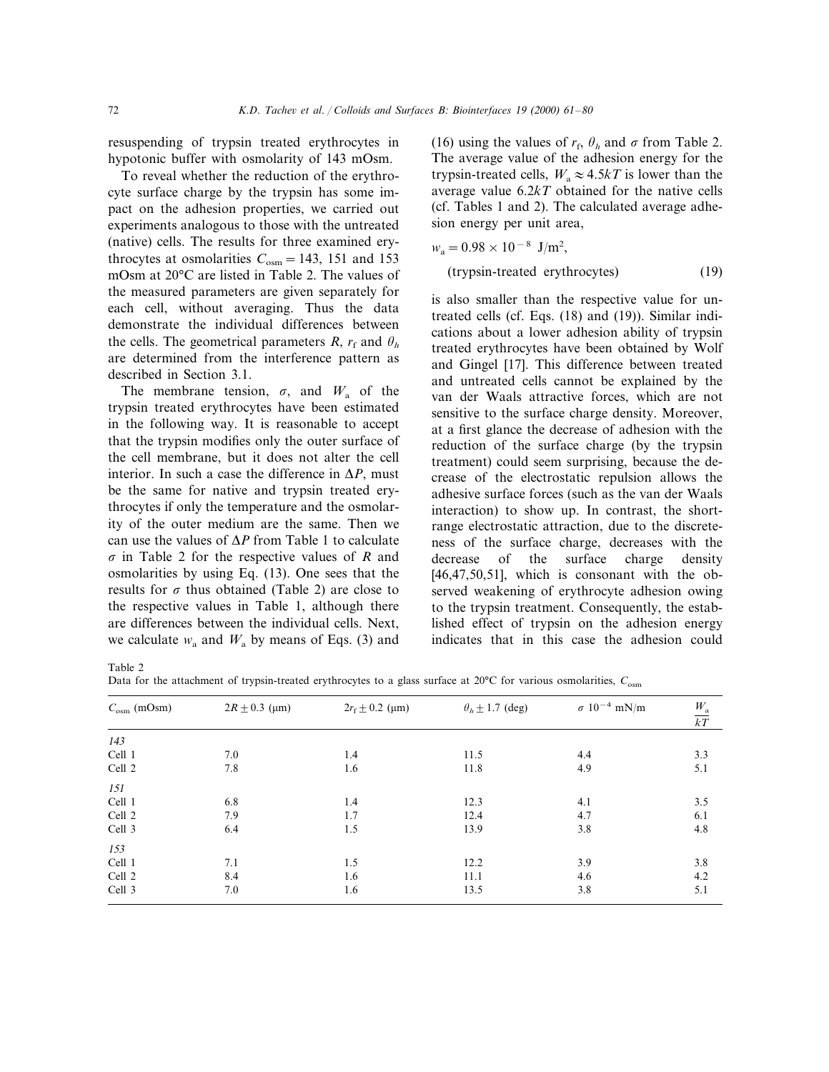resuspending of trypsin treated erythrocytes in hypotonic buffer with osmolarity of 143 mOsm.

To reveal whether the reduction of the erythrocyte surface charge by the trypsin has some impact on the adhesion properties, we carried out experiments analogous to those with the untreated (native) cells. The results for three examined erythrocytes at osmolarities $C_{osm} = 143$, 151 and 153 mOsm at 20°C are listed in Table 2. The values of the measured parameters are given separately for each cell, without averaging. Thus the data demonstrate the individual differences between the cells. The geometrical parameters $R$, $r_f$ and $\theta_h$ are determined from the interference pattern as described in Section 3.1.

The membrane tension, $\sigma$, and $W_a$ of the trypsin treated erythrocytes have been estimated in the following way. It is reasonable to accept that the trypsin modifies only the outer surface of the cell membrane, but it does not alter the cell interior. In such a case the difference in $\Delta P$, must be the same for native and trypsin treated erythrocytes if only the temperature and the osmolarity of the outer medium are the same. Then we can use the values of $\Delta P$ from Table 1 to calculate $\sigma$ in Table 2 for the respective values of $R$ and osmolarities by using Eq. (13). One sees that the results for $\sigma$ thus obtained (Table 2) are close to the respective values in Table 1, although there are differences between the individual cells. Next, we calculate $w_a$ and $W_a$ by means of Eqs. (3) and (16) using the values of $r_f$, $\theta_h$ and $\sigma$ from Table 2. The average value of the adhesion energy for the trypsin-treated cells, $W_a \approx 4.5kT$ is lower than the average value $6.2kT$ obtained for the native cells (cf. Tables 1 and 2). The calculated average adhesion energy per unit area,

$$w_a = 0.98 \times 10^{-8} \text{ J/m}^2, \quad \text{(trypsin-treated erythrocytes)} \tag{19}$$

is also smaller than the respective value for untreated cells (cf. Eqs. (18) and (19)). Similar indications about a lower adhesion ability of trypsin treated erythrocytes have been obtained by Wolf and Gingel [17]. This difference between treated and untreated cells cannot be explained by the van der Waals attractive forces, which are not sensitive to the surface charge density. Moreover, at a first glance the decrease of adhesion with the reduction of the surface charge (by the trypsin treatment) could seem surprising, because the decrease of the electrostatic repulsion allows the adhesive surface forces (such as the van der Waals interaction) to show up. In contrast, the short-range electrostatic attraction, due to the discreteness of the surface charge, decreases with the decrease of the surface charge density [46,47,50,51], which is consonant with the observed weakening of erythrocyte adhesion owing to the trypsin treatment. Consequently, the established effect of trypsin on the adhesion energy indicates that in this case the adhesion could

Table 2
Data for the attachment of trypsin-treated erythrocytes to a glass surface at 20°C for various osmolarities, $C_{osm}$

| $C_{osm}$ (mOsm) | $2R \pm 0.3$ (μm) | $2r_f \pm 0.2$ (μm) | $\theta_h \pm 1.7$ (deg) | $\sigma$ $10^{-4}$ mN/m | $\frac{W_a}{kT}$ |
|---|---|---|---|---|---|
| *143* | | | | | |
| Cell 1 | 7.0 | 1.4 | 11.5 | 4.4 | 3.3 |
| Cell 2 | 7.8 | 1.6 | 11.8 | 4.9 | 5.1 |
| *151* | | | | | |
| Cell 1 | 6.8 | 1.4 | 12.3 | 4.1 | 3.5 |
| Cell 2 | 7.9 | 1.7 | 12.4 | 4.7 | 6.1 |
| Cell 3 | 6.4 | 1.5 | 13.9 | 3.8 | 4.8 |
| *153* | | | | | |
| Cell 1 | 7.1 | 1.5 | 12.2 | 3.9 | 3.8 |
| Cell 2 | 8.4 | 1.6 | 11.1 | 4.6 | 4.2 |
| Cell 3 | 7.0 | 1.6 | 13.5 | 3.8 | 5.1 |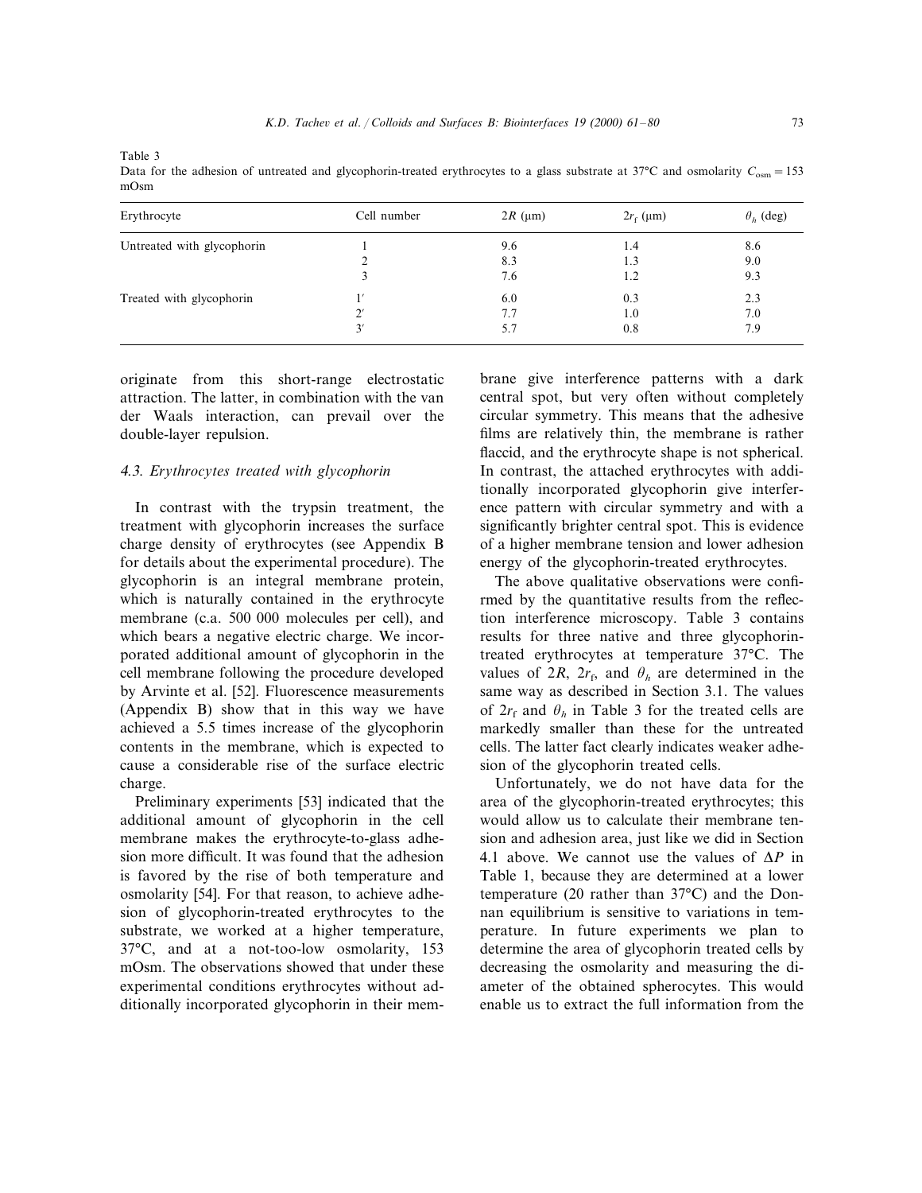Table 3
Data for the adhesion of untreated and glycophorin-treated erythrocytes to a glass substrate at 37°C and osmolarity $C_{osm} = 153$ mOsm

| Erythrocyte | Cell number | $2R$ (μm) | $2r_f$ (μm) | $\theta_h$ (deg) |
|---|---|---|---|---|
| Untreated with glycophorin | 1 | 9.6 | 1.4 | 8.6 |
| | 2 | 8.3 | 1.3 | 9.0 |
| | 3 | 7.6 | 1.2 | 9.3 |
| Treated with glycophorin | 1′ | 6.0 | 0.3 | 2.3 |
| | 2′ | 7.7 | 1.0 | 7.0 |
| | 3′ | 5.7 | 0.8 | 7.9 |

originate from this short-range electrostatic attraction. The latter, in combination with the van der Waals interaction, can prevail over the double-layer repulsion.

### 4.3. Erythrocytes treated with glycophorin

In contrast with the trypsin treatment, the treatment with glycophorin increases the surface charge density of erythrocytes (see Appendix B for details about the experimental procedure). The glycophorin is an integral membrane protein, which is naturally contained in the erythrocyte membrane (c.a. 500 000 molecules per cell), and which bears a negative electric charge. We incorporated additional amount of glycophorin in the cell membrane following the procedure developed by Arvinte et al. [52]. Fluorescence measurements (Appendix B) show that in this way we have achieved a 5.5 times increase of the glycophorin contents in the membrane, which is expected to cause a considerable rise of the surface electric charge.

Preliminary experiments [53] indicated that the additional amount of glycophorin in the cell membrane makes the erythrocyte-to-glass adhesion more difficult. It was found that the adhesion is favored by the rise of both temperature and osmolarity [54]. For that reason, to achieve adhesion of glycophorin-treated erythrocytes to the substrate, we worked at a higher temperature, 37°C, and at a not-too-low osmolarity, 153 mOsm. The observations showed that under these experimental conditions erythrocytes without additionally incorporated glycophorin in their membrane give interference patterns with a dark central spot, but very often without completely circular symmetry. This means that the adhesive films are relatively thin, the membrane is rather flaccid, and the erythrocyte shape is not spherical. In contrast, the attached erythrocytes with additionally incorporated glycophorin give interference pattern with circular symmetry and with a significantly brighter central spot. This is evidence of a higher membrane tension and lower adhesion energy of the glycophorin-treated erythrocytes.

The above qualitative observations were confirmed by the quantitative results from the reflection interference microscopy. Table 3 contains results for three native and three glycophorin-treated erythrocytes at temperature 37°C. The values of $2R$, $2r_f$, and $\theta_h$ are determined in the same way as described in Section 3.1. The values of $2r_f$ and $\theta_h$ in Table 3 for the treated cells are markedly smaller than these for the untreated cells. The latter fact clearly indicates weaker adhesion of the glycophorin treated cells.

Unfortunately, we do not have data for the area of the glycophorin-treated erythrocytes; this would allow us to calculate their membrane tension and adhesion area, just like we did in Section 4.1 above. We cannot use the values of $\Delta P$ in Table 1, because they are determined at a lower temperature (20 rather than 37°C) and the Donnan equilibrium is sensitive to variations in temperature. In future experiments we plan to determine the area of glycophorin treated cells by decreasing the osmolarity and measuring the diameter of the obtained spherocytes. This would enable us to extract the full information from the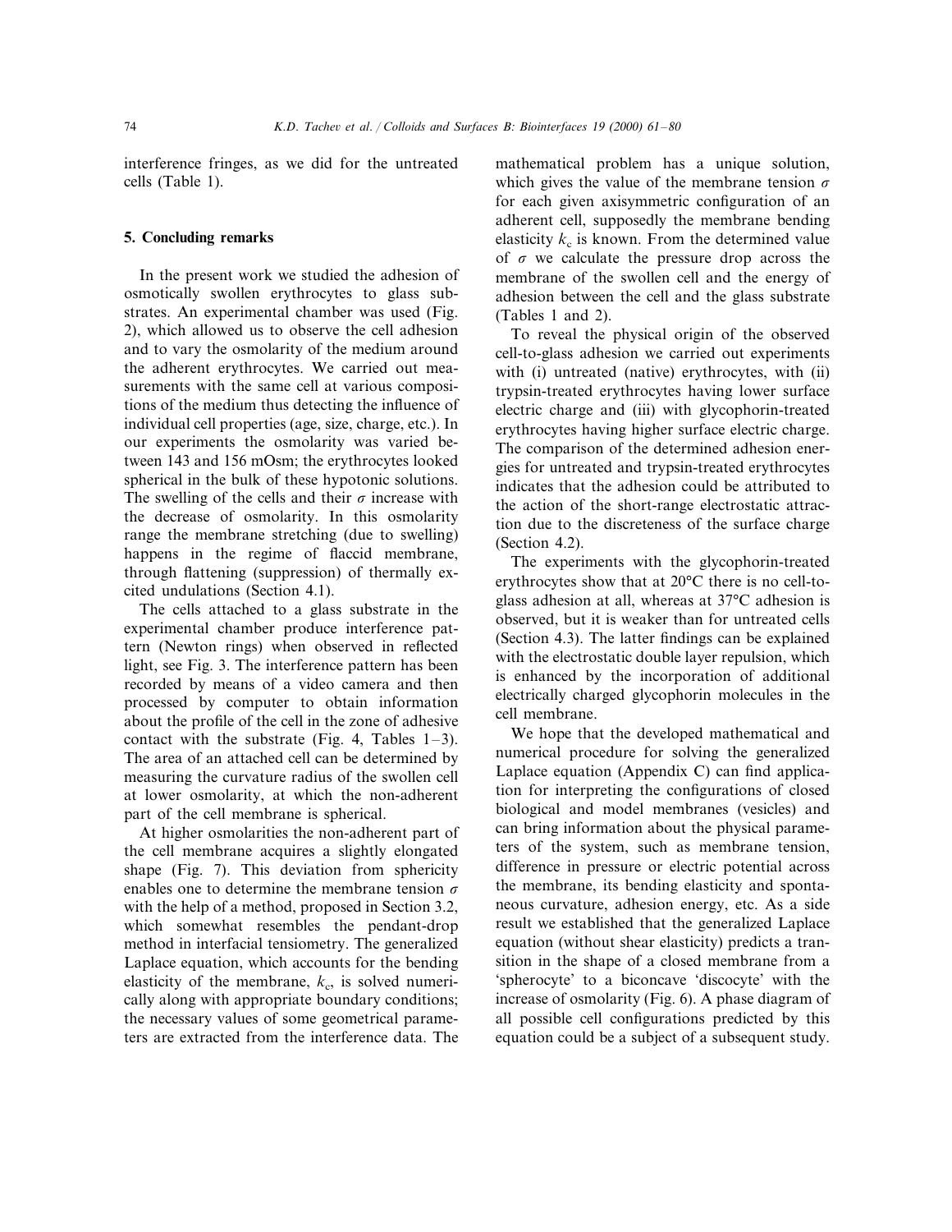interference fringes, as we did for the untreated cells (Table 1).

## 5. Concluding remarks

In the present work we studied the adhesion of osmotically swollen erythrocytes to glass substrates. An experimental chamber was used (Fig. 2), which allowed us to observe the cell adhesion and to vary the osmolarity of the medium around the adherent erythrocytes. We carried out measurements with the same cell at various compositions of the medium thus detecting the influence of individual cell properties (age, size, charge, etc.). In our experiments the osmolarity was varied between 143 and 156 mOsm; the erythrocytes looked spherical in the bulk of these hypotonic solutions. The swelling of the cells and their $\sigma$ increase with the decrease of osmolarity. In this osmolarity range the membrane stretching (due to swelling) happens in the regime of flaccid membrane, through flattening (suppression) of thermally excited undulations (Section 4.1).

The cells attached to a glass substrate in the experimental chamber produce interference pattern (Newton rings) when observed in reflected light, see Fig. 3. The interference pattern has been recorded by means of a video camera and then processed by computer to obtain information about the profile of the cell in the zone of adhesive contact with the substrate (Fig. 4, Tables 1–3). The area of an attached cell can be determined by measuring the curvature radius of the swollen cell at lower osmolarity, at which the non-adherent part of the cell membrane is spherical.

At higher osmolarities the non-adherent part of the cell membrane acquires a slightly elongated shape (Fig. 7). This deviation from sphericity enables one to determine the membrane tension $\sigma$ with the help of a method, proposed in Section 3.2, which somewhat resembles the pendant-drop method in interfacial tensiometry. The generalized Laplace equation, which accounts for the bending elasticity of the membrane, $k_c$, is solved numerically along with appropriate boundary conditions; the necessary values of some geometrical parameters are extracted from the interference data. The mathematical problem has a unique solution, which gives the value of the membrane tension $\sigma$ for each given axisymmetric configuration of an adherent cell, supposedly the membrane bending elasticity $k_c$ is known. From the determined value of $\sigma$ we calculate the pressure drop across the membrane of the swollen cell and the energy of adhesion between the cell and the glass substrate (Tables 1 and 2).

To reveal the physical origin of the observed cell-to-glass adhesion we carried out experiments with (i) untreated (native) erythrocytes, with (ii) trypsin-treated erythrocytes having lower surface electric charge and (iii) with glycophorin-treated erythrocytes having higher surface electric charge. The comparison of the determined adhesion energies for untreated and trypsin-treated erythrocytes indicates that the adhesion could be attributed to the action of the short-range electrostatic attraction due to the discreteness of the surface charge (Section 4.2).

The experiments with the glycophorin-treated erythrocytes show that at 20°C there is no cell-to-glass adhesion at all, whereas at 37°C adhesion is observed, but it is weaker than for untreated cells (Section 4.3). The latter findings can be explained with the electrostatic double layer repulsion, which is enhanced by the incorporation of additional electrically charged glycophorin molecules in the cell membrane.

We hope that the developed mathematical and numerical procedure for solving the generalized Laplace equation (Appendix C) can find application for interpreting the configurations of closed biological and model membranes (vesicles) and can bring information about the physical parameters of the system, such as membrane tension, difference in pressure or electric potential across the membrane, its bending elasticity and spontaneous curvature, adhesion energy, etc. As a side result we established that the generalized Laplace equation (without shear elasticity) predicts a transition in the shape of a closed membrane from a 'spherocyte' to a biconcave 'discocyte' with the increase of osmolarity (Fig. 6). A phase diagram of all possible cell configurations predicted by this equation could be a subject of a subsequent study.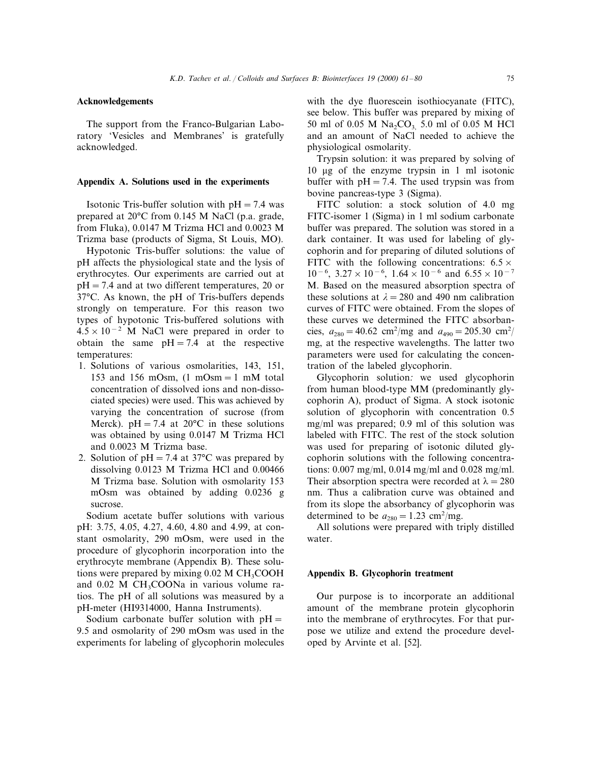## Acknowledgements

The support from the Franco-Bulgarian Laboratory 'Vesicles and Membranes' is gratefully acknowledged.

## Appendix A. Solutions used in the experiments

Isotonic Tris-buffer solution with pH = 7.4 was prepared at 20°C from 0.145 M NaCl (p.a. grade, from Fluka), 0.0147 M Trizma HCl and 0.0023 M Trizma base (products of Sigma, St Louis, MO).

Hypotonic Tris-buffer solutions: the value of pH affects the physiological state and the lysis of erythrocytes. Our experiments are carried out at pH = 7.4 and at two different temperatures, 20 or 37°C. As known, the pH of Tris-buffers depends strongly on temperature. For this reason two types of hypotonic Tris-buffered solutions with $4.5 \times 10^{-2}$ M NaCl were prepared in order to obtain the same pH = 7.4 at the respective temperatures:

1. Solutions of various osmolarities, 143, 151, 153 and 156 mOsm, (1 mOsm = 1 mM total concentration of dissolved ions and non-dissociated species) were used. This was achieved by varying the concentration of sucrose (from Merck). pH = 7.4 at 20°C in these solutions was obtained by using 0.0147 M Trizma HCl and 0.0023 M Trizma base.
2. Solution of pH = 7.4 at 37°C was prepared by dissolving 0.0123 M Trizma HCl and 0.00466 M Trizma base. Solution with osmolarity 153 mOsm was obtained by adding 0.0236 g sucrose.

Sodium acetate buffer solutions with various pH: 3.75, 4.05, 4.27, 4.60, 4.80 and 4.99, at constant osmolarity, 290 mOsm, were used in the procedure of glycophorin incorporation into the erythrocyte membrane (Appendix B). These solutions were prepared by mixing 0.02 M $CH_3COOH$ and 0.02 M $CH_3COONa$ in various volume ratios. The pH of all solutions was measured by a pH-meter (HI9314000, Hanna Instruments).

Sodium carbonate buffer solution with pH = 9.5 and osmolarity of 290 mOsm was used in the experiments for labeling of glycophorin molecules with the dye fluorescein isothiocyanate (FITC), see below. This buffer was prepared by mixing of 50 ml of 0.05 M $Na_2CO_3$, 5.0 ml of 0.05 M HCl and an amount of NaCl needed to achieve the physiological osmolarity.

Trypsin solution: it was prepared by solving of 10 μg of the enzyme trypsin in 1 ml isotonic buffer with pH = 7.4. The used trypsin was from bovine pancreas-type 3 (Sigma).

FITC solution: a stock solution of 4.0 mg FITC-isomer 1 (Sigma) in 1 ml sodium carbonate buffer was prepared. The solution was stored in a dark container. It was used for labeling of glycophorin and for preparing of diluted solutions of FITC with the following concentrations: $6.5 \times 10^{-6}$, $3.27 \times 10^{-6}$, $1.64 \times 10^{-6}$ and $6.55 \times 10^{-7}$ M. Based on the measured absorption spectra of these solutions at $\lambda = 280$ and 490 nm calibration curves of FITC were obtained. From the slopes of these curves we determined the FITC absorbancies, $a_{280} = 40.62$ cm$^2$/mg and $a_{490} = 205.30$ cm$^2$/mg, at the respective wavelengths. The latter two parameters were used for calculating the concentration of the labeled glycophorin.

Glycophorin solution*:* we used glycophorin from human blood-type MM (predominantly glycophorin A), product of Sigma. A stock isotonic solution of glycophorin with concentration 0.5 mg/ml was prepared; 0.9 ml of this solution was labeled with FITC. The rest of the stock solution was used for preparing of isotonic diluted glycophorin solutions with the following concentrations: 0.007 mg/ml, 0.014 mg/ml and 0.028 mg/ml. Their absorption spectra were recorded at $\lambda = 280$ nm. Thus a calibration curve was obtained and from its slope the absorbancy of glycophorin was determined to be $a_{280} = 1.23$ cm$^2$/mg.

All solutions were prepared with triply distilled water.

## Appendix B. Glycophorin treatment

Our purpose is to incorporate an additional amount of the membrane protein glycophorin into the membrane of erythrocytes. For that purpose we utilize and extend the procedure developed by Arvinte et al. [52].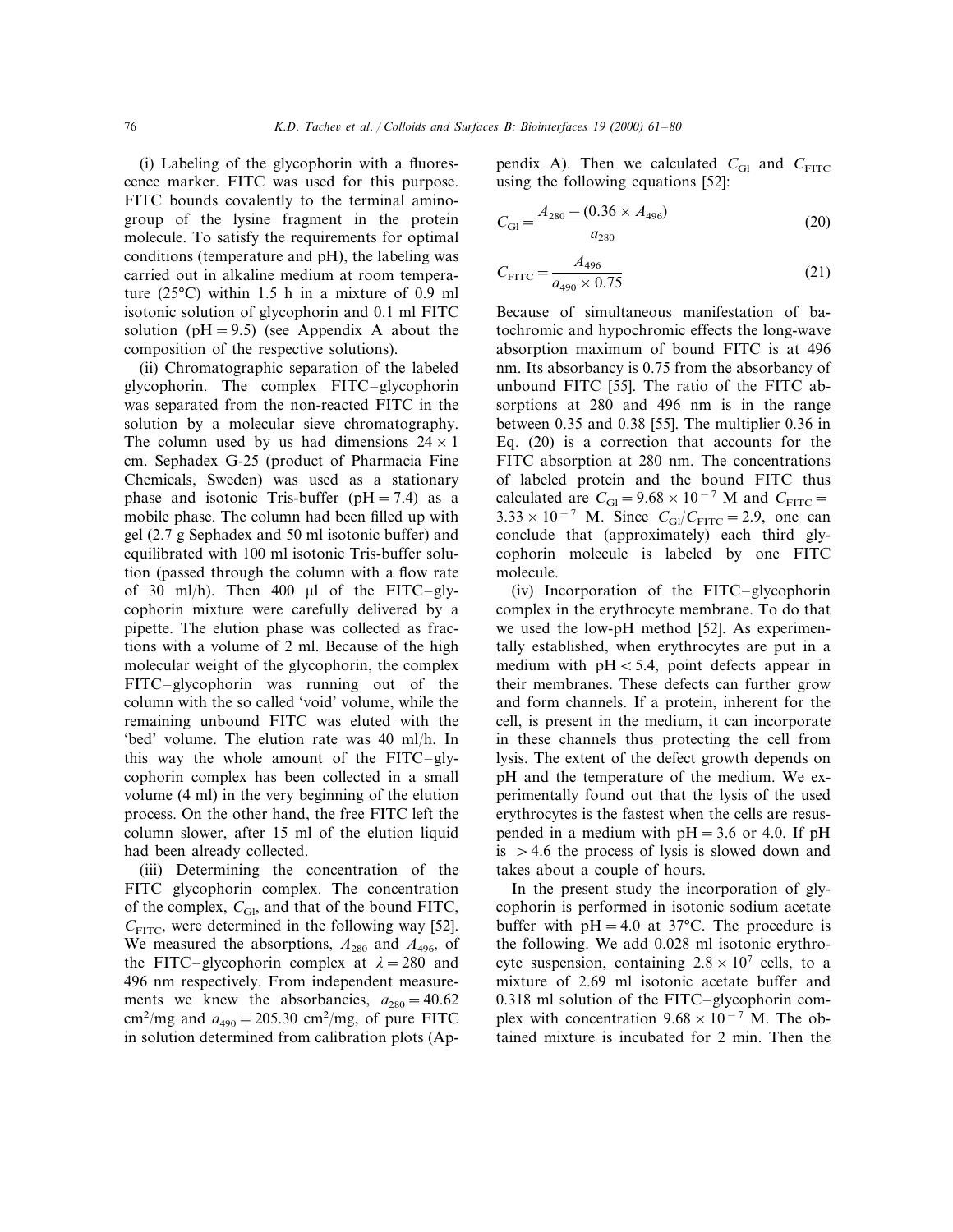(i) Labeling of the glycophorin with a fluorescence marker. FITC was used for this purpose. FITC bounds covalently to the terminal amino-group of the lysine fragment in the protein molecule. To satisfy the requirements for optimal conditions (temperature and pH), the labeling was carried out in alkaline medium at room temperature (25°C) within 1.5 h in a mixture of 0.9 ml isotonic solution of glycophorin and 0.1 ml FITC solution (pH = 9.5) (see Appendix A about the composition of the respective solutions).

(ii) Chromatographic separation of the labeled glycophorin. The complex FITC–glycophorin was separated from the non-reacted FITC in the solution by a molecular sieve chromatography. The column used by us had dimensions 24 × 1 cm. Sephadex G-25 (product of Pharmacia Fine Chemicals, Sweden) was used as a stationary phase and isotonic Tris-buffer (pH = 7.4) as a mobile phase. The column had been filled up with gel (2.7 g Sephadex and 50 ml isotonic buffer) and equilibrated with 100 ml isotonic Tris-buffer solution (passed through the column with a flow rate of 30 ml/h). Then 400 μl of the FITC–glycophorin mixture were carefully delivered by a pipette. The elution phase was collected as fractions with a volume of 2 ml. Because of the high molecular weight of the glycophorin, the complex FITC–glycophorin was running out of the column with the so called 'void' volume, while the remaining unbound FITC was eluted with the 'bed' volume. The elution rate was 40 ml/h. In this way the whole amount of the FITC–glycophorin complex has been collected in a small volume (4 ml) in the very beginning of the elution process. On the other hand, the free FITC left the column slower, after 15 ml of the elution liquid had been already collected.

(iii) Determining the concentration of the FITC–glycophorin complex. The concentration of the complex, $C_{Gl}$, and that of the bound FITC, $C_{FITC}$, were determined in the following way [52]. We measured the absorptions, $A_{280}$ and $A_{496}$, of the FITC–glycophorin complex at $\lambda = 280$ and 496 nm respectively. From independent measurements we knew the absorbancies, $a_{280} = 40.62$ cm$^2$/mg and $a_{490} = 205.30$ cm$^2$/mg, of pure FITC in solution determined from calibration plots (Appendix A). Then we calculated $C_{Gl}$ and $C_{FITC}$ using the following equations [52]:

$$C_{Gl} = \frac{A_{280} - (0.36 \times A_{496})}{a_{280}} \tag{20}$$

$$C_{FITC} = \frac{A_{496}}{a_{490} \times 0.75} \tag{21}$$

Because of simultaneous manifestation of batochromic and hypochromic effects the long-wave absorption maximum of bound FITC is at 496 nm. Its absorbancy is 0.75 from the absorbancy of unbound FITC [55]. The ratio of the FITC absorptions at 280 and 496 nm is in the range between 0.35 and 0.38 [55]. The multiplier 0.36 in Eq. (20) is a correction that accounts for the FITC absorption at 280 nm. The concentrations of labeled protein and the bound FITC thus calculated are $C_{Gl} = 9.68 \times 10^{-7}$ M and $C_{FITC} = 3.33 \times 10^{-7}$ M. Since $C_{Gl}/C_{FITC} = 2.9$, one can conclude that (approximately) each third glycophorin molecule is labeled by one FITC molecule.

(iv) Incorporation of the FITC–glycophorin complex in the erythrocyte membrane. To do that we used the low-pH method [52]. As experimentally established, when erythrocytes are put in a medium with pH < 5.4, point defects appear in their membranes. These defects can further grow and form channels. If a protein, inherent for the cell, is present in the medium, it can incorporate in these channels thus protecting the cell from lysis. The extent of the defect growth depends on pH and the temperature of the medium. We experimentally found out that the lysis of the used erythrocytes is the fastest when the cells are resuspended in a medium with pH = 3.6 or 4.0. If pH is > 4.6 the process of lysis is slowed down and takes about a couple of hours.

In the present study the incorporation of glycophorin is performed in isotonic sodium acetate buffer with pH = 4.0 at 37°C. The procedure is the following. We add 0.028 ml isotonic erythrocyte suspension, containing $2.8 \times 10^7$ cells, to a mixture of 2.69 ml isotonic acetate buffer and 0.318 ml solution of the FITC–glycophorin complex with concentration $9.68 \times 10^{-7}$ M. The obtained mixture is incubated for 2 min. Then the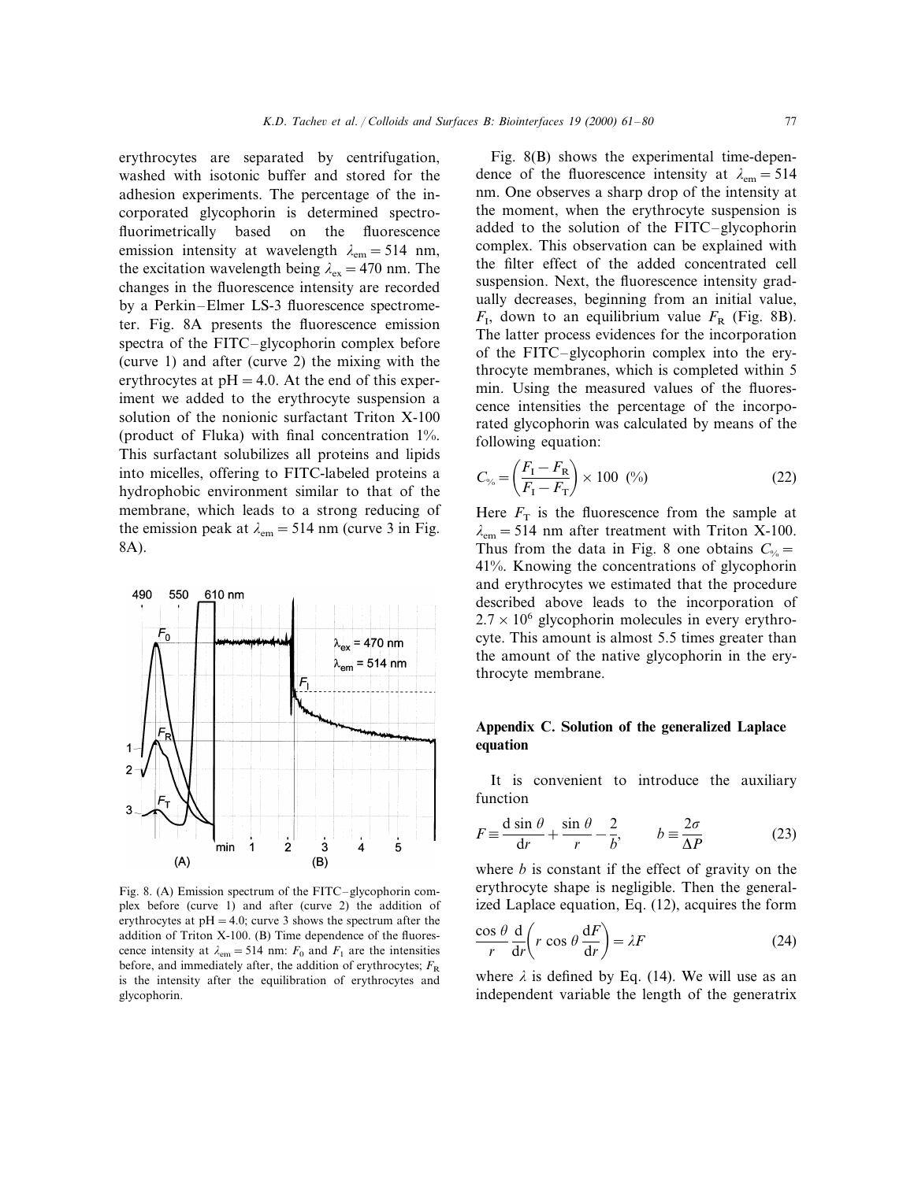erythrocytes are separated by centrifugation, washed with isotonic buffer and stored for the adhesion experiments. The percentage of the incorporated glycophorin is determined spectrofluorimetrically based on the fluorescence emission intensity at wavelength $\lambda_{em} = 514$ nm, the excitation wavelength being $\lambda_{ex} = 470$ nm. The changes in the fluorescence intensity are recorded by a Perkin–Elmer LS-3 fluorescence spectrometer. Fig. 8A presents the fluorescence emission spectra of the FITC–glycophorin complex before (curve 1) and after (curve 2) the mixing with the erythrocytes at pH = 4.0. At the end of this experiment we added to the erythrocyte suspension a solution of the nonionic surfactant Triton X-100 (product of Fluka) with final concentration 1%. This surfactant solubilizes all proteins and lipids into micelles, offering to FITC-labeled proteins a hydrophobic environment similar to that of the membrane, which leads to a strong reducing of the emission peak at $\lambda_{em} = 514$ nm (curve 3 in Fig. 8A).

Fig. 8. (A) Emission spectrum of the FITC–glycophorin complex before (curve 1) and after (curve 2) the addition of erythrocytes at pH = 4.0; curve 3 shows the spectrum after the addition of Triton X-100. (B) Time dependence of the fluorescence intensity at $\lambda_{em} = 514$ nm: $F_0$ and $F_I$ are the intensities before, and immediately after, the addition of erythrocytes; $F_R$ is the intensity after the equilibration of erythrocytes and glycophorin.

Fig. 8(B) shows the experimental time-dependence of the fluorescence intensity at $\lambda_{em} = 514$ nm. One observes a sharp drop of the intensity at the moment, when the erythrocyte suspension is added to the solution of the FITC–glycophorin complex. This observation can be explained with the filter effect of the added concentrated cell suspension. Next, the fluorescence intensity gradually decreases, beginning from an initial value, $F_I$, down to an equilibrium value $F_R$ (Fig. 8B). The latter process evidences for the incorporation of the FITC–glycophorin complex into the erythrocyte membranes, which is completed within 5 min. Using the measured values of the fluorescence intensities the percentage of the incorporated glycophorin was calculated by means of the following equation:

$$C_{\%} = \left(\frac{F_I - F_R}{F_I - F_T}\right) \times 100 \ (\%) \tag{22}$$

Here $F_T$ is the fluorescence from the sample at $\lambda_{em} = 514$ nm after treatment with Triton X-100. Thus from the data in Fig. 8 one obtains $C_{\%} = 41\%$. Knowing the concentrations of glycophorin and erythrocytes we estimated that the procedure described above leads to the incorporation of $2.7 \times 10^6$ glycophorin molecules in every erythrocyte. This amount is almost 5.5 times greater than the amount of the native glycophorin in the erythrocyte membrane.

## Appendix C. Solution of the generalized Laplace equation

It is convenient to introduce the auxiliary function

$$F \equiv \frac{\mathrm{d}\sin\theta}{\mathrm{d}r} + \frac{\sin\theta}{r} - \frac{2}{b}, \qquad b \equiv \frac{2\sigma}{\Delta P} \tag{23}$$

where $b$ is constant if the effect of gravity on the erythrocyte shape is negligible. Then the generalized Laplace equation, Eq. (12), acquires the form

$$\frac{\cos\theta}{r}\frac{\mathrm{d}}{\mathrm{d}r}\left(r\cos\theta\frac{\mathrm{d}F}{\mathrm{d}r}\right) = \lambda F \tag{24}$$

where $\lambda$ is defined by Eq. (14). We will use as an independent variable the length of the generatrix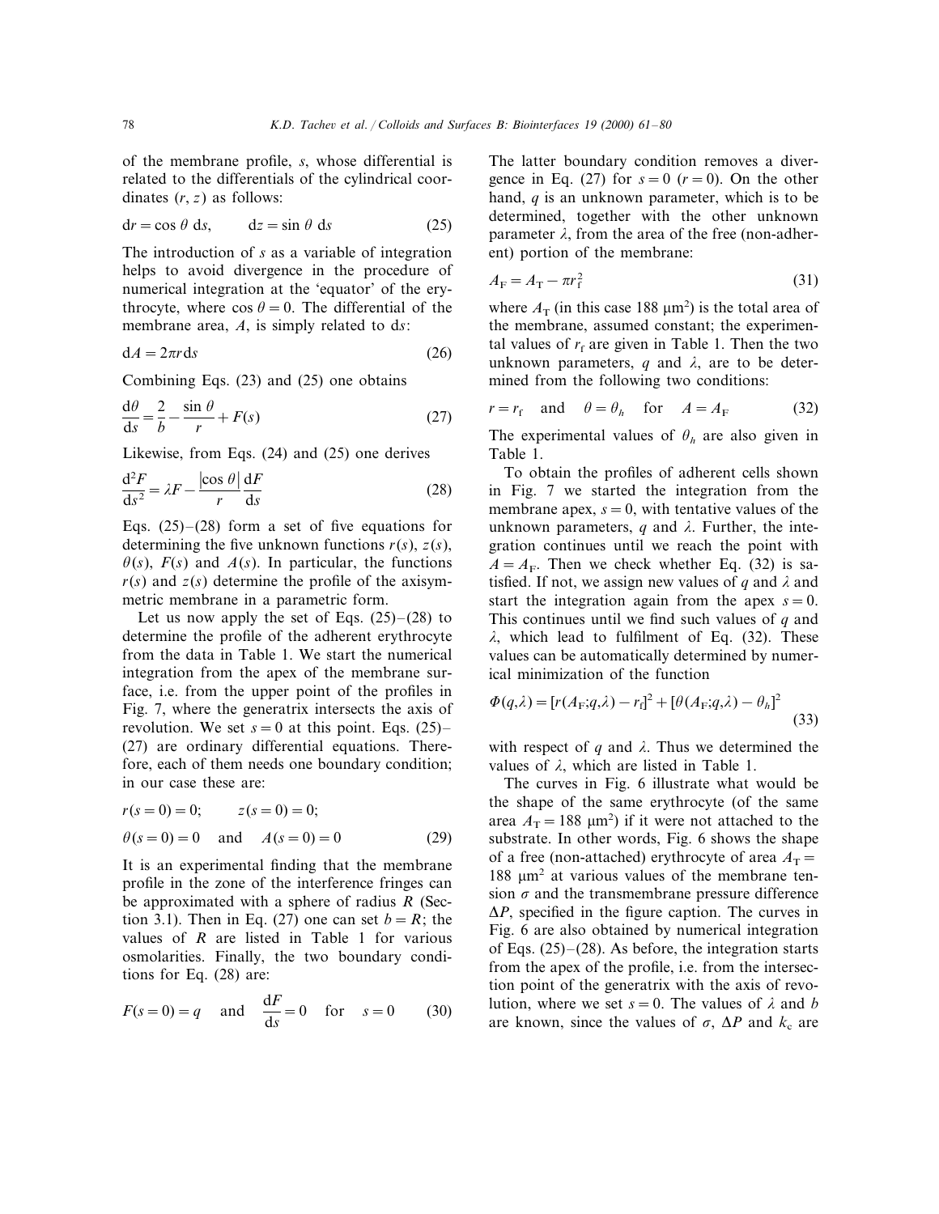of the membrane profile, $s$, whose differential is related to the differentials of the cylindrical coordinates $(r, z)$ as follows:

$$\mathrm{d}r = \cos\theta \, \mathrm{d}s, \qquad \mathrm{d}z = \sin\theta \, \mathrm{d}s \tag{25}$$

The introduction of $s$ as a variable of integration helps to avoid divergence in the procedure of numerical integration at the 'equator' of the erythrocyte, where $\cos\theta = 0$. The differential of the membrane area, $A$, is simply related to $\mathrm{d}s$:

$$\mathrm{d}A = 2\pi r \mathrm{d}s \tag{26}$$

Combining Eqs. (23) and (25) one obtains

$$\frac{\mathrm{d}\theta}{\mathrm{d}s} = \frac{2}{b} - \frac{\sin\theta}{r} + F(s) \tag{27}$$

Likewise, from Eqs. (24) and (25) one derives

$$\frac{\mathrm{d}^2 F}{\mathrm{d}s^2} = \lambda F - \frac{|\cos\theta|}{r}\frac{\mathrm{d}F}{\mathrm{d}s} \tag{28}$$

Eqs. (25)–(28) form a set of five equations for determining the five unknown functions $r(s)$, $z(s)$, $\theta(s)$, $F(s)$ and $A(s)$. In particular, the functions $r(s)$ and $z(s)$ determine the profile of the axisymmetric membrane in a parametric form.

Let us now apply the set of Eqs. (25)–(28) to determine the profile of the adherent erythrocyte from the data in Table 1. We start the numerical integration from the apex of the membrane surface, i.e. from the upper point of the profiles in Fig. 7, where the generatrix intersects the axis of revolution. We set $s = 0$ at this point. Eqs. (25)–(27) are ordinary differential equations. Therefore, each of them needs one boundary condition; in our case these are:

$$r(s = 0) = 0; \qquad z(s = 0) = 0;$$
$$\theta(s = 0) = 0 \quad \text{and} \quad A(s = 0) = 0 \tag{29}$$

It is an experimental finding that the membrane profile in the zone of the interference fringes can be approximated with a sphere of radius $R$ (Section 3.1). Then in Eq. (27) one can set $b = R$; the values of $R$ are listed in Table 1 for various osmolarities. Finally, the two boundary conditions for Eq. (28) are:

$$F(s = 0) = q \quad \text{and} \quad \frac{\mathrm{d}F}{\mathrm{d}s} = 0 \quad \text{for} \quad s = 0 \tag{30}$$

The latter boundary condition removes a divergence in Eq. (27) for $s = 0$ $(r = 0)$. On the other hand, $q$ is an unknown parameter, which is to be determined, together with the other unknown parameter $\lambda$, from the area of the free (non-adherent) portion of the membrane:

$$A_\mathrm{F} = A_\mathrm{T} - \pi r_\mathrm{f}^2 \tag{31}$$

where $A_\mathrm{T}$ (in this case 188 $\mu\mathrm{m}^2$) is the total area of the membrane, assumed constant; the experimental values of $r_\mathrm{f}$ are given in Table 1. Then the two unknown parameters, $q$ and $\lambda$, are to be determined from the following two conditions:

$$r = r_\mathrm{f} \quad \text{and} \quad \theta = \theta_h \quad \text{for} \quad A = A_\mathrm{F} \tag{32}$$

The experimental values of $\theta_h$ are also given in Table 1.

To obtain the profiles of adherent cells shown in Fig. 7 we started the integration from the membrane apex, $s = 0$, with tentative values of the unknown parameters, $q$ and $\lambda$. Further, the integration continues until we reach the point with $A = A_\mathrm{F}$. Then we check whether Eq. (32) is satisfied. If not, we assign new values of $q$ and $\lambda$ and start the integration again from the apex $s = 0$. This continues until we find such values of $q$ and $\lambda$, which lead to fulfilment of Eq. (32). These values can be automatically determined by numerical minimization of the function

$$\Phi(q,\lambda) = [r(A_\mathrm{F};q,\lambda) - r_\mathrm{f}]^2 + [\theta(A_\mathrm{F};q,\lambda) - \theta_h]^2 \tag{33}$$

with respect of $q$ and $\lambda$. Thus we determined the values of $\lambda$, which are listed in Table 1.

The curves in Fig. 6 illustrate what would be the shape of the same erythrocyte (of the same area $A_\mathrm{T} = 188$ $\mu\mathrm{m}^2$) if it were not attached to the substrate. In other words, Fig. 6 shows the shape of a free (non-attached) erythrocyte of area $A_\mathrm{T} = 188$ $\mu\mathrm{m}^2$ at various values of the membrane tension $\sigma$ and the transmembrane pressure difference $\Delta P$, specified in the figure caption. The curves in Fig. 6 are also obtained by numerical integration of Eqs. (25)–(28). As before, the integration starts from the apex of the profile, i.e. from the intersection point of the generatrix with the axis of revolution, where we set $s = 0$. The values of $\lambda$ and $b$ are known, since the values of $\sigma$, $\Delta P$ and $k_\mathrm{c}$ are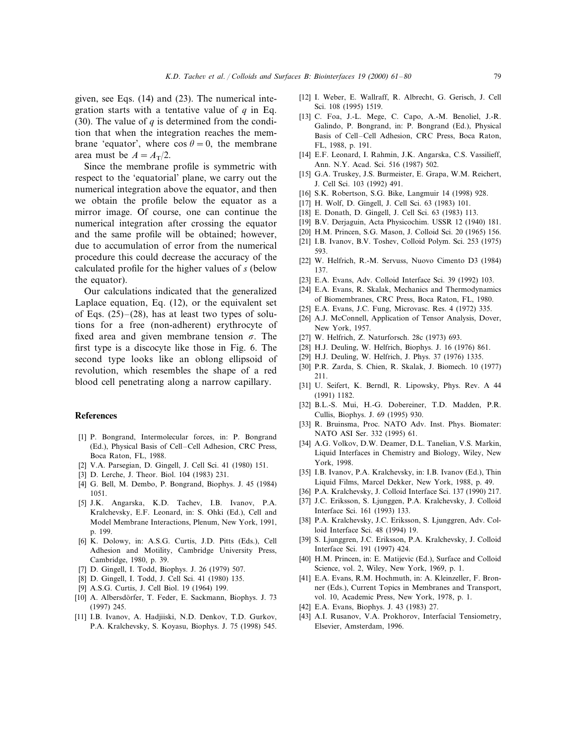given, see Eqs. (14) and (23). The numerical integration starts with a tentative value of $q$ in Eq. (30). The value of $q$ is determined from the condition that when the integration reaches the membrane 'equator', where $\cos\theta = 0$, the membrane area must be $A = A_T/2$.

Since the membrane profile is symmetric with respect to the 'equatorial' plane, we carry out the numerical integration above the equator, and then we obtain the profile below the equator as a mirror image. Of course, one can continue the numerical integration after crossing the equator and the same profile will be obtained; however, due to accumulation of error from the numerical procedure this could decrease the accuracy of the calculated profile for the higher values of $s$ (below the equator).

Our calculations indicated that the generalized Laplace equation, Eq. (12), or the equivalent set of Eqs. (25)–(28), has at least two types of solutions for a free (non-adherent) erythrocyte of fixed area and given membrane tension $\sigma$. The first type is a discocyte like those in Fig. 6. The second type looks like an oblong ellipsoid of revolution, which resembles the shape of a red blood cell penetrating along a narrow capillary.

## References

[1] P. Bongrand, Intermolecular forces, in: P. Bongrand (Ed.), Physical Basis of Cell–Cell Adhesion, CRC Press, Boca Raton, FL, 1988.

[2] V.A. Parsegian, D. Gingell, J. Cell Sci. 41 (1980) 151.

[3] D. Lerche, J. Theor. Biol. 104 (1983) 231.

[4] G. Bell, M. Dembo, P. Bongrand, Biophys. J. 45 (1984) 1051.

[5] J.K. Angarska, K.D. Tachev, I.B. Ivanov, P.A. Kralchevsky, E.F. Leonard, in: S. Ohki (Ed.), Cell and Model Membrane Interactions, Plenum, New York, 1991, p. 199.

[6] K. Dolowy, in: A.S.G. Curtis, J.D. Pitts (Eds.), Cell Adhesion and Motility, Cambridge University Press, Cambridge, 1980, p. 39.

[7] D. Gingell, I. Todd, Biophys. J. 26 (1979) 507.

[8] D. Gingell, I. Todd, J. Cell Sci. 41 (1980) 135.

[9] A.S.G. Curtis, J. Cell Biol. 19 (1964) 199.

[10] A. Albersdörfer, T. Feder, E. Sackmann, Biophys. J. 73 (1997) 245.

[11] I.B. Ivanov, A. Hadjiiski, N.D. Denkov, T.D. Gurkov, P.A. Kralchevsky, S. Koyasu, Biophys. J. 75 (1998) 545.

[12] I. Weber, E. Wallraff, R. Albrecht, G. Gerisch, J. Cell Sci. 108 (1995) 1519.

[13] C. Foa, J.-L. Mege, C. Capo, A.-M. Benoliel, J.-R. Galindo, P. Bongrand, in: P. Bongrand (Ed.), Physical Basis of Cell–Cell Adhesion, CRC Press, Boca Raton, FL, 1988, p. 191.

[14] E.F. Leonard, I. Rahmin, J.K. Angarska, C.S. Vassilieff, Ann. N.Y. Acad. Sci. 516 (1987) 502.

[15] G.A. Truskey, J.S. Burmeister, E. Grapa, W.M. Reichert, J. Cell Sci. 103 (1992) 491.

[16] S.K. Robertson, S.G. Bike, Langmuir 14 (1998) 928.

[17] H. Wolf, D. Gingell, J. Cell Sci. 63 (1983) 101.

[18] E. Donath, D. Gingell, J. Cell Sci. 63 (1983) 113.

[19] B.V. Derjaguin, Acta Physicochim. USSR 12 (1940) 181.

[20] H.M. Princen, S.G. Mason, J. Colloid Sci. 20 (1965) 156.

[21] I.B. Ivanov, B.V. Toshev, Colloid Polym. Sci. 253 (1975) 593.

[22] W. Helfrich, R.-M. Servuss, Nuovo Cimento D3 (1984) 137.

[23] E.A. Evans, Adv. Colloid Interface Sci. 39 (1992) 103.

[24] E.A. Evans, R. Skalak, Mechanics and Thermodynamics of Biomembranes, CRC Press, Boca Raton, FL, 1980.

[25] E.A. Evans, J.C. Fung, Microvasc. Res. 4 (1972) 335.

[26] A.J. McConnell, Application of Tensor Analysis, Dover, New York, 1957.

[27] W. Helfrich, Z. Naturforsch. 28c (1973) 693.

[28] H.J. Deuling, W. Helfrich, Biophys. J. 16 (1976) 861.

[29] H.J. Deuling, W. Helfrich, J. Phys. 37 (1976) 1335.

[30] P.R. Zarda, S. Chien, R. Skalak, J. Biomech. 10 (1977) 211.

[31] U. Seifert, K. Berndl, R. Lipowsky, Phys. Rev. A 44 (1991) 1182.

[32] B.L.-S. Mui, H.-G. Dobereiner, T.D. Madden, P.R. Cullis, Biophys. J. 69 (1995) 930.

[33] R. Bruinsma, Proc. NATO Adv. Inst. Phys. Biomater: NATO ASI Ser. 332 (1995) 61.

[34] A.G. Volkov, D.W. Deamer, D.L. Tanelian, V.S. Markin, Liquid Interfaces in Chemistry and Biology, Wiley, New York, 1998.

[35] I.B. Ivanov, P.A. Kralchevsky, in: I.B. Ivanov (Ed.), Thin Liquid Films, Marcel Dekker, New York, 1988, p. 49.

[36] P.A. Kralchevsky, J. Colloid Interface Sci. 137 (1990) 217.

[37] J.C. Eriksson, S. Ljunggen, P.A. Kralchevsky, J. Colloid Interface Sci. 161 (1993) 133.

[38] P.A. Kralchevsky, J.C. Eriksson, S. Ljunggren, Adv. Colloid Interface Sci. 48 (1994) 19.

[39] S. Ljunggren, J.C. Eriksson, P.A. Kralchevsky, J. Colloid Interface Sci. 191 (1997) 424.

[40] H.M. Princen, in: E. Matijevic (Ed.), Surface and Colloid Science, vol. 2, Wiley, New York, 1969, p. 1.

[41] E.A. Evans, R.M. Hochmuth, in: A. Kleinzeller, F. Bronner (Eds.), Current Topics in Membranes and Transport, vol. 10, Academic Press, New York, 1978, p. 1.

[42] E.A. Evans, Biophys. J. 43 (1983) 27.

[43] A.I. Rusanov, V.A. Prokhorov, Interfacial Tensiometry, Elsevier, Amsterdam, 1996.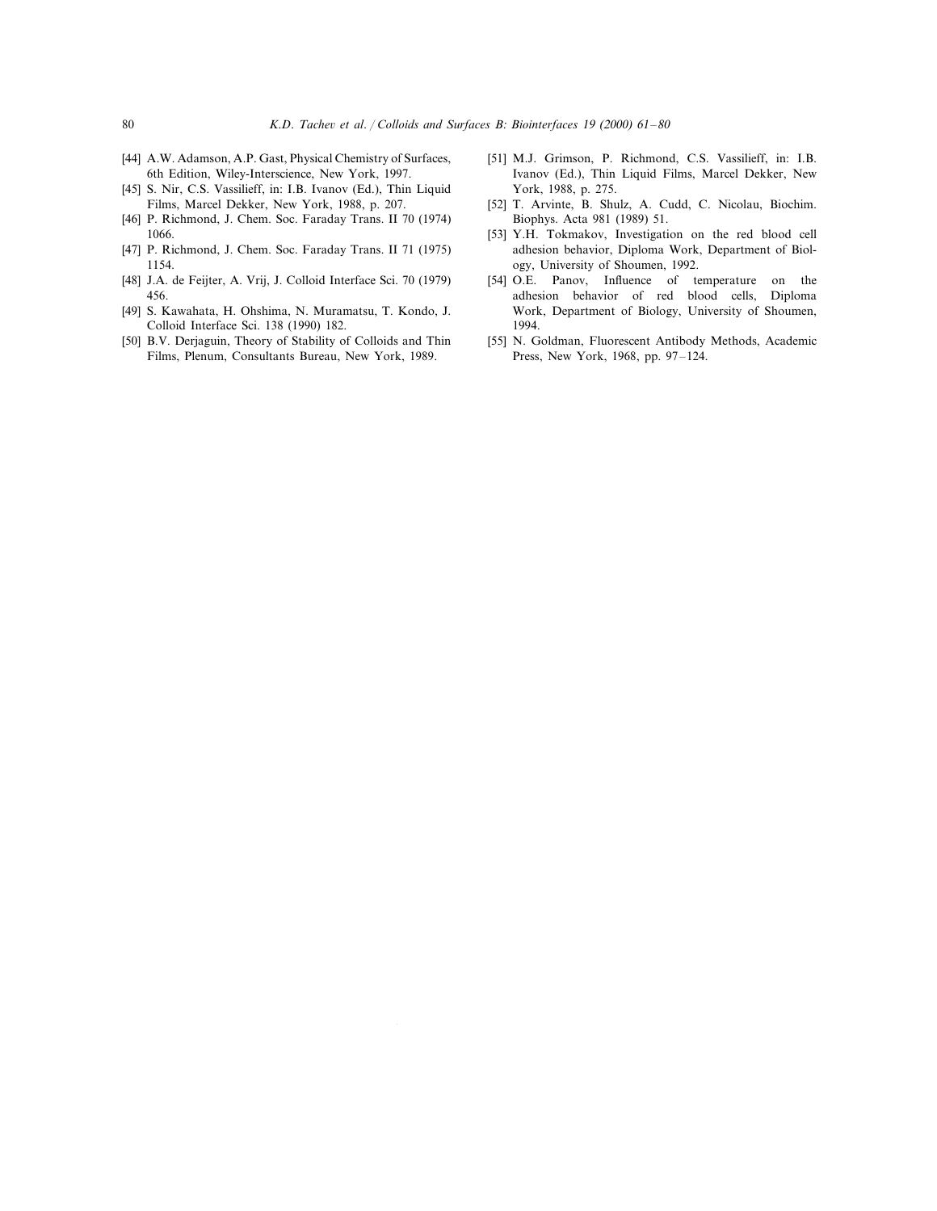[44] A.W. Adamson, A.P. Gast, Physical Chemistry of Surfaces, 6th Edition, Wiley-Interscience, New York, 1997.

[45] S. Nir, C.S. Vassilieff, in: I.B. Ivanov (Ed.), Thin Liquid Films, Marcel Dekker, New York, 1988, p. 207.

[46] P. Richmond, J. Chem. Soc. Faraday Trans. II 70 (1974) 1066.

[47] P. Richmond, J. Chem. Soc. Faraday Trans. II 71 (1975) 1154.

[48] J.A. de Feijter, A. Vrij, J. Colloid Interface Sci. 70 (1979) 456.

[49] S. Kawahata, H. Ohshima, N. Muramatsu, T. Kondo, J. Colloid Interface Sci. 138 (1990) 182.

[50] B.V. Derjaguin, Theory of Stability of Colloids and Thin Films, Plenum, Consultants Bureau, New York, 1989.

[51] M.J. Grimson, P. Richmond, C.S. Vassilieff, in: I.B. Ivanov (Ed.), Thin Liquid Films, Marcel Dekker, New York, 1988, p. 275.

[52] T. Arvinte, B. Shulz, A. Cudd, C. Nicolau, Biochim. Biophys. Acta 981 (1989) 51.

[53] Y.H. Tokmakov, Investigation on the red blood cell adhesion behavior, Diploma Work, Department of Biology, University of Shoumen, 1992.

[54] O.E. Panov, Influence of temperature on the adhesion behavior of red blood cells, Diploma Work, Department of Biology, University of Shoumen, 1994.

[55] N. Goldman, Fluorescent Antibody Methods, Academic Press, New York, 1968, pp. 97–124.